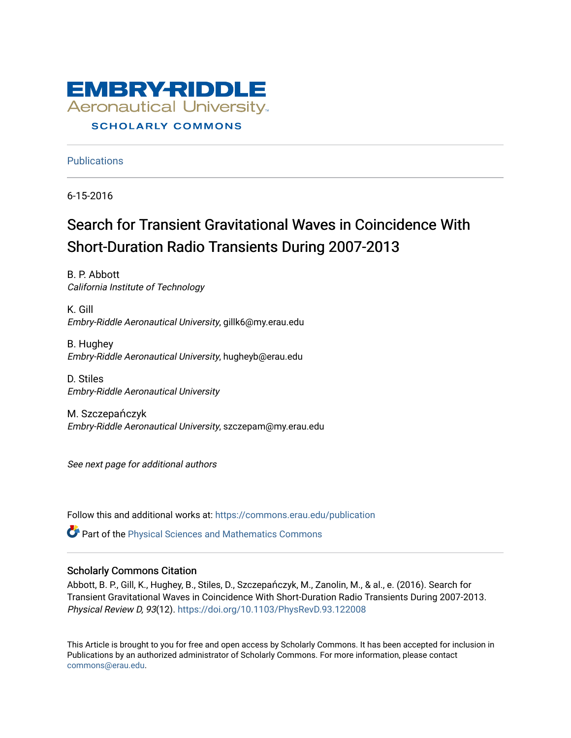EMBRY-RIDDLE Aeronautical University

SCHOLARLY COMMONS

Publications

6-15-2016

# Search for Transient Gravitational Waves in Coincidence With Short-Duration Radio Transients During 2007-2013

B. P. Abbott
*California Institute of Technology*

K. Gill
*Embry-Riddle Aeronautical University*, gillk6@my.erau.edu

B. Hughey
*Embry-Riddle Aeronautical University*, hugheyb@erau.edu

D. Stiles
*Embry-Riddle Aeronautical University*

M. Szczepańczyk
*Embry-Riddle Aeronautical University*, szczepam@my.erau.edu

*See next page for additional authors*

Follow this and additional works at: https://commons.erau.edu/publication

Part of the Physical Sciences and Mathematics Commons

## Scholarly Commons Citation

Abbott, B. P., Gill, K., Hughey, B., Stiles, D., Szczepańczyk, M., Zanolin, M., & al., e. (2016). Search for Transient Gravitational Waves in Coincidence With Short-Duration Radio Transients During 2007-2013. *Physical Review D, 93*(12). https://doi.org/10.1103/PhysRevD.93.122008

This Article is brought to you for free and open access by Scholarly Commons. It has been accepted for inclusion in Publications by an authorized administrator of Scholarly Commons. For more information, please contact commons@erau.edu.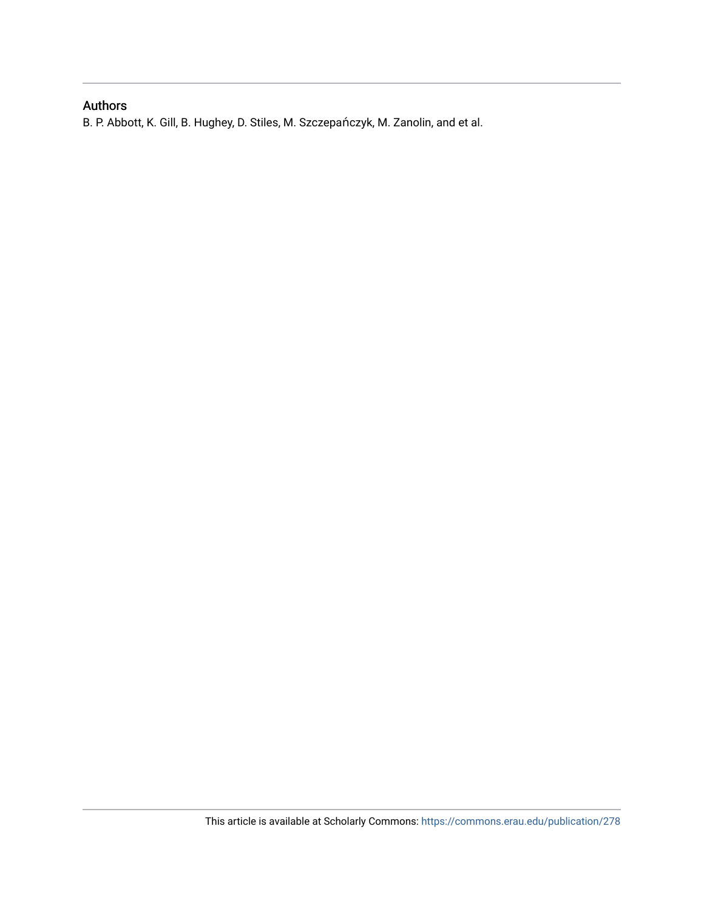## Authors

B. P. Abbott, K. Gill, B. Hughey, D. Stiles, M. Szczepańczyk, M. Zanolin, and et al.

This article is available at Scholarly Commons: https://commons.erau.edu/publication/278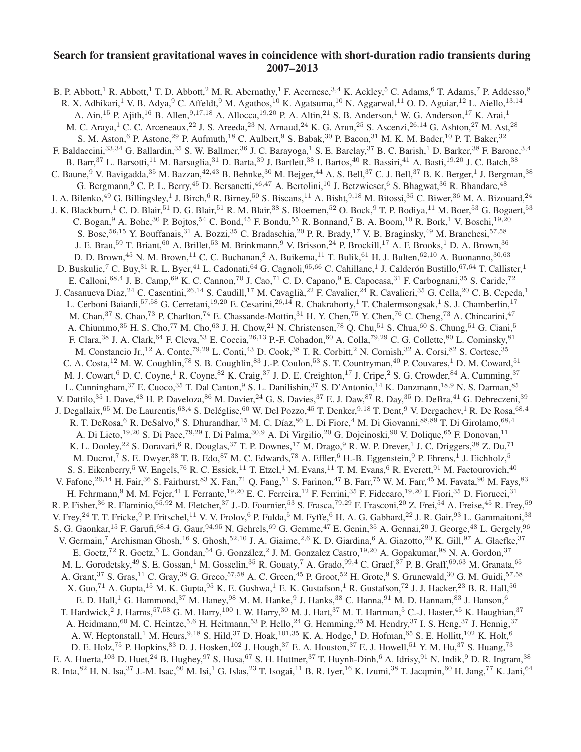# Search for transient gravitational waves in coincidence with short-duration radio transients during 2007–2013

B. P. Abbott,[1] R. Abbott,[1] T. D. Abbott,[2] M. R. Abernathy,[1] F. Acernese,[3,4] K. Ackley,[5] C. Adams,[6] T. Adams,[7] P. Addesso,[8] R. X. Adhikari,[1] V. B. Adya,[9] C. Affeldt,[9] M. Agathos,[10] K. Agatsuma,[10] N. Aggarwal,[11] O. D. Aguiar,[12] L. Aiello,[13,14] A. Ain,[15] P. Ajith,[16] B. Allen,[9,17,18] A. Allocca,[19,20] P. A. Altin,[21] S. B. Anderson,[1] W. G. Anderson,[17] K. Arai,[1] M. C. Araya,[1] C. C. Arceneaux,[22] J. S. Areeda,[23] N. Arnaud,[24] K. G. Arun,[25] S. Ascenzi,[26,14] G. Ashton,[27] M. Ast,[28] S. M. Aston,[6] P. Astone,[29] P. Aufmuth,[18] C. Aulbert,[9] S. Babak,[30] P. Bacon,[31] M. K. M. Bader,[10] P. T. Baker,[32] F. Baldaccini,[33,34] G. Ballardin,[35] S. W. Ballmer,[36] J. C. Barayoga,[1] S. E. Barclay,[37] B. C. Barish,[1] D. Barker,[38] F. Barone,[3,4] B. Barr,[37] L. Barsotti,[11] M. Barsuglia,[31] D. Barta,[39] J. Bartlett,[38] I. Bartos,[40] R. Bassiri,[41] A. Basti,[19,20] J. C. Batch,[38] C. Baune,[9] V. Bavigadda,[35] M. Bazzan,[42,43] B. Behnke,[30] M. Bejger,[44] A. S. Bell,[37] C. J. Bell,[37] B. K. Berger,[1] J. Bergman,[38] G. Bergmann,[9] C. P. L. Berry,[45] D. Bersanetti,[46,47] A. Bertolini,[10] J. Betzwieser,[6] S. Bhagwat,[36] R. Bhandare,[48] I. A. Bilenko,[49] G. Billingsley,[1] J. Birch,[6] R. Birney,[50] S. Biscans,[11] A. Bisht,[9,18] M. Bitossi,[35] C. Biwer,[36] M. A. Bizouard,[24] J. K. Blackburn,[1] C. D. Blair,[51] D. G. Blair,[51] R. M. Blair,[38] S. Bloemen,[52] O. Bock,[9] T. P. Bodiya,[11] M. Boer,[53] G. Bogaert,[53] C. Bogan,[9] A. Bohe,[30] P. Bojtos,[54] C. Bond,[45] F. Bondu,[55] R. Bonnand,[7] B. A. Boom,[10] R. Bork,[1] V. Boschi,[19,20] S. Bose,[56,15] Y. Bouffanais,[31] A. Bozzi,[35] C. Bradaschia,[20] P. R. Brady,[17] V. B. Braginsky,[49] M. Branchesi,[57,58] J. E. Brau,[59] T. Briant,[60] A. Brillet,[53] M. Brinkmann,[9] V. Brisson,[24] P. Brockill,[17] A. F. Brooks,[1] D. A. Brown,[36] D. D. Brown,[45] N. M. Brown,[11] C. C. Buchanan,[2] A. Buikema,[11] T. Bulik,[61] H. J. Bulten,[62,10] A. Buonanno,[30,63] D. Buskulic,[7] C. Buy,[31] R. L. Byer,[41] L. Cadonati,[64] G. Cagnoli,[65,66] C. Cahillane,[1] J. Calderón Bustillo,[67,64] T. Callister,[1] E. Calloni,[68,4] J. B. Camp,[69] K. C. Cannon,[70] J. Cao,[71] C. D. Capano,[9] E. Capocasa,[31] F. Carbognani,[35] S. Caride,[72] J. Casanueva Diaz,[24] C. Casentini,[26,14] S. Caudill,[17] M. Cavaglià,[22] F. Cavalier,[24] R. Cavalieri,[35] G. Cella,[20] C. B. Cepeda,[1] L. Cerboni Baiardi,[57,58] G. Cerretani,[19,20] E. Cesarini,[26,14] R. Chakraborty,[1] T. Chalermsongsak,[1] S. J. Chamberlin,[17] M. Chan,[37] S. Chao,[73] P. Charlton,[74] E. Chassande-Mottin,[31] H. Y. Chen,[75] Y. Chen,[76] C. Cheng,[73] A. Chincarini,[47] A. Chiummo,[35] H. S. Cho,[77] M. Cho,[63] J. H. Chow,[21] N. Christensen,[78] Q. Chu,[51] S. Chua,[60] S. Chung,[51] G. Ciani,[5] F. Clara,[38] J. A. Clark,[64] F. Cleva,[53] E. Coccia,[26,13] P.-F. Cohadon,[60] A. Colla,[79,29] C. G. Collette,[80] L. Cominsky,[81] M. Constancio Jr.,[12] A. Conte,[79,29] L. Conti,[43] D. Cook,[38] T. R. Corbitt,[2] N. Cornish,[32] A. Corsi,[82] S. Cortese,[35] C. A. Costa,[12] M. W. Coughlin,[78] S. B. Coughlin,[83] J.-P. Coulon,[53] S. T. Countryman,[40] P. Couvares,[1] D. M. Coward,[51] M. J. Cowart,[6] D. C. Coyne,[1] R. Coyne,[82] K. Craig,[37] J. D. E. Creighton,[17] J. Cripe,[2] S. G. Crowder,[84] A. Cumming,[37] L. Cunningham,[37] E. Cuoco,[35] T. Dal Canton,[9] S. L. Danilishin,[37] S. D'Antonio,[14] K. Danzmann,[18,9] N. S. Darman,[85] V. Dattilo,[35] I. Dave,[48] H. P. Daveloza,[86] M. Davier,[24] G. S. Davies,[37] E. J. Daw,[87] R. Day,[35] D. DeBra,[41] G. Debreczeni,[39] J. Degallaix,[65] M. De Laurentis,[68,4] S. Deléglise,[60] W. Del Pozzo,[45] T. Denker,[9,18] T. Dent,[9] V. Dergachev,[1] R. De Rosa,[68,4] R. T. DeRosa,[6] R. DeSalvo,[8] S. Dhurandhar,[15] M. C. Díaz,[86] L. Di Fiore,[4] M. Di Giovanni,[88,89] T. Di Girolamo,[68,4] A. Di Lieto,[19,20] S. Di Pace,[79,29] I. Di Palma,[30,9] A. Di Virgilio,[20] G. Dojcinoski,[90] V. Dolique,[65] F. Donovan,[11] K. L. Dooley,[22] S. Doravari,[6] R. Douglas,[37] T. P. Downes,[17] M. Drago,[9] R. W. P. Drever,[1] J. C. Driggers,[38] Z. Du,[71] M. Ducrot,[7] S. E. Dwyer,[38] T. B. Edo,[87] M. C. Edwards,[78] A. Effler,[6] H.-B. Eggenstein,[9] P. Ehrens,[1] J. Eichholz,[5] S. S. Eikenberry,[5] W. Engels,[76] R. C. Essick,[11] T. Etzel,[1] M. Evans,[11] T. M. Evans,[6] R. Everett,[91] M. Factourovich,[40] V. Fafone,[26,14] H. Fair,[36] S. Fairhurst,[83] X. Fan,[71] Q. Fang,[51] S. Farinon,[47] B. Farr,[75] W. M. Farr,[45] M. Favata,[90] M. Fays,[83] H. Fehrmann,[9] M. M. Fejer,[41] I. Ferrante,[19,20] E. C. Ferreira,[12] F. Ferrini,[35] F. Fidecaro,[19,20] I. Fiori,[35] D. Fiorucci,[31] R. P. Fisher,[36] R. Flaminio,[65,92] M. Fletcher,[37] J.-D. Fournier,[53] S. Frasca,[79,29] F. Frasconi,[20] Z. Frei,[54] A. Freise,[45] R. Frey,[59] V. Frey,[24] T. T. Fricke,[9] P. Fritschel,[11] V. V. Frolov,[6] P. Fulda,[5] M. Fyffe,[6] H. A. G. Gabbard,[22] J. R. Gair,[93] L. Gammaitoni,[33] S. G. Gaonkar,[15] F. Garufi,[68,4] G. Gaur,[94,95] N. Gehrels,[69] G. Gemme,[47] E. Genin,[35] A. Gennai,[20] J. George,[48] L. Gergely,[96] V. Germain,[7] Archisman Ghosh,[16] S. Ghosh,[52,10] J. A. Giaime,[2,6] K. D. Giardina,[6] A. Giazotto,[20] K. Gill,[97] A. Glaefke,[37] E. Goetz,[72] R. Goetz,[5] L. Gondan,[54] G. González,[2] J. M. Gonzalez Castro,[19,20] A. Gopakumar,[98] N. A. Gordon,[37] M. L. Gorodetsky,[49] S. E. Gossan,[1] M. Gosselin,[35] R. Gouaty,[7] A. Grado,[99,4] C. Graef,[37] P. B. Graff,[69,63] M. Granata,[65] A. Grant,[37] S. Gras,[11] C. Gray,[38] G. Greco,[57,58] A. C. Green,[45] P. Groot,[52] H. Grote,[9] S. Grunewald,[30] G. M. Guidi,[57,58] X. Guo,[71] A. Gupta,[15] M. K. Gupta,[95] K. E. Gushwa,[1] E. K. Gustafson,[1] R. Gustafson,[72] J. J. Hacker,[23] B. R. Hall,[56] E. D. Hall,[1] G. Hammond,[37] M. Haney,[98] M. M. Hanke,[9] J. Hanks,[38] C. Hanna,[91] M. D. Hannam,[83] J. Hanson,[6] T. Hardwick,[2] J. Harms,[57,58] G. M. Harry,[100] I. W. Harry,[30] M. J. Hart,[37] M. T. Hartman,[5] C.-J. Haster,[45] K. Haughian,[37] A. Heidmann,[60] M. C. Heintze,[5,6] H. Heitmann,[53] P. Hello,[24] G. Hemming,[35] M. Hendry,[37] I. S. Heng,[37] J. Hennig,[37] A. W. Heptonstall,[1] M. Heurs,[9,18] S. Hild,[37] D. Hoak,[101,35] K. A. Hodge,[1] D. Hofman,[65] S. E. Hollitt,[102] K. Holt,[6] D. E. Holz,[75] P. Hopkins,[83] D. J. Hosken,[102] J. Hough,[37] E. A. Houston,[37] E. J. Howell,[51] Y. M. Hu,[37] S. Huang,[73] E. A. Huerta,[103] D. Huet,[24] B. Hughey,[97] S. Husa,[67] S. H. Huttner,[37] T. Huynh-Dinh,[6] A. Idrisy,[91] N. Indik,[9] D. R. Ingram,[38] R. Inta,[82] H. N. Isa,[37] J.-M. Isac,[60] M. Isi,[1] G. Islas,[23] T. Isogai,[11] B. R. Iyer,[16] K. Izumi,[38] T. Jacqmin,[60] H. Jang,[77] K. Jani,[64]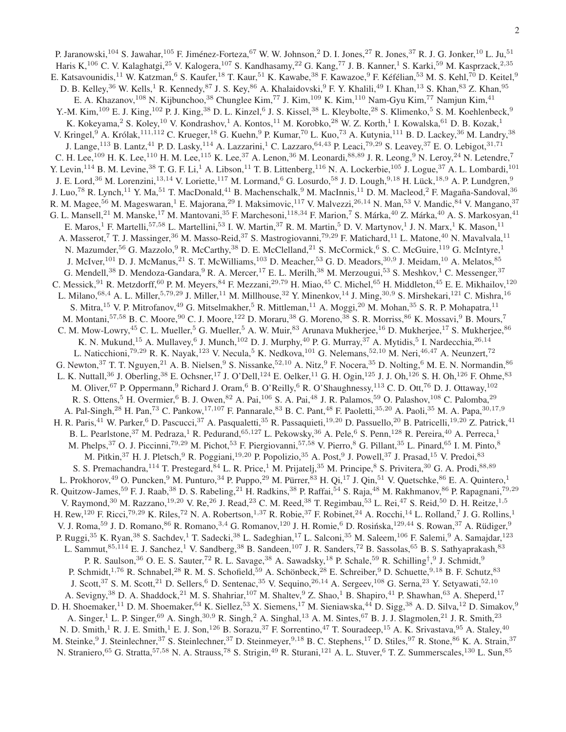P. Jaranowski,[104] S. Jawahar,[105] F. Jiménez-Forteza,[67] W. W. Johnson,[2] D. I. Jones,[27] R. Jones,[37] R. J. G. Jonker,[10] L. Ju,[51] Haris K,[106] C. V. Kalaghatgi,[25] V. Kalogera,[107] S. Kandhasamy,[22] G. Kang,[77] J. B. Kanner,[1] S. Karki,[59] M. Kasprzack,[2,35] E. Katsavounidis,[11] W. Katzman,[6] S. Kaufer,[18] T. Kaur,[51] K. Kawabe,[38] F. Kawazoe,[9] F. Kéfélian,[53] M. S. Kehl,[70] D. Keitel,[9] D. B. Kelley,[36] W. Kells,[1] R. Kennedy,[87] J. S. Key,[86] A. Khalaidovski,[9] F. Y. Khalili,[49] I. Khan,[13] S. Khan,[83] Z. Khan,[95] E. A. Khazanov,[108] N. Kijbunchoo,[38] Chunglee Kim,[77] J. Kim,[109] K. Kim,[110] Nam-Gyu Kim,[77] Namjun Kim,[41] Y.-M. Kim,[109] E. J. King,[102] P. J. King,[38] D. L. Kinzel,[6] J. S. Kissel,[38] L. Kleybolte,[28] S. Klimenko,[5] S. M. Koehlenbeck,[9] K. Kokeyama,[2] S. Koley,[10] V. Kondrashov,[1] A. Kontos,[11] M. Korobko,[28] W. Z. Korth,[1] I. Kowalska,[61] D. B. Kozak,[1] V. Kringel,[9] A. Królak,[111,112] C. Krueger,[18] G. Kuehn,[9] P. Kumar,[70] L. Kuo,[73] A. Kutynia,[111] B. D. Lackey,[36] M. Landry,[38] J. Lange,[113] B. Lantz,[41] P. D. Lasky,[114] A. Lazzarini,[1] C. Lazzaro,[64,43] P. Leaci,[79,29] S. Leavey,[37] E. O. Lebigot,[31,71] C. H. Lee,[109] H. K. Lee,[110] H. M. Lee,[115] K. Lee,[37] A. Lenon,[36] M. Leonardi,[88,89] J. R. Leong,[9] N. Leroy,[24] N. Letendre,[7] Y. Levin,[114] B. M. Levine,[38] T. G. F. Li,[1] A. Libson,[11] T. B. Littenberg,[116] N. A. Lockerbie,[105] J. Logue,[37] A. L. Lombardi,[101] J. E. Lord,[36] M. Lorenzini,[13,14] V. Loriette,[117] M. Lormand,[6] G. Losurdo,[58] J. D. Lough,[9,18] H. Lück,[18,9] A. P. Lundgren,[9] J. Luo,[78] R. Lynch,[11] Y. Ma,[51] T. MacDonald,[41] B. Machenschalk,[9] M. MacInnis,[11] D. M. Macleod,[2] F. Magaña-Sandoval,[36] R. M. Magee,[56] M. Mageswaran,[1] E. Majorana,[29] I. Maksimovic,[117] V. Malvezzi,[26,14] N. Man,[53] V. Mandic,[84] V. Mangano,[37] G. L. Mansell,[21] M. Manske,[17] M. Mantovani,[35] F. Marchesoni,[118,34] F. Marion,[7] S. Márka,[40] Z. Márka,[40] A. S. Markosyan,[41] E. Maros,[1] F. Martelli,[57,58] L. Martellini,[53] I. W. Martin,[37] R. M. Martin,[5] D. V. Martynov,[1] J. N. Marx,[1] K. Mason,[11] A. Masserot,[7] T. J. Massinger,[36] M. Masso-Reid,[37] S. Mastrogiovanni,[79,29] F. Matichard,[11] L. Matone,[40] N. Mavalvala,[11] N. Mazumder,[56] G. Mazzolo,[9] R. McCarthy,[38] D. E. McClelland,[21] S. McCormick,[6] S. C. McGuire,[119] G. McIntyre,[1] J. McIver,[101] D. J. McManus,[21] S. T. McWilliams,[103] D. Meacher,[53] G. D. Meadors,[30,9] J. Meidam,[10] A. Melatos,[85] G. Mendell,[38] D. Mendoza-Gandara,[9] R. A. Mercer,[17] E. L. Merilh,[38] M. Merzougui,[53] S. Meshkov,[1] C. Messenger,[37] C. Messick,[91] R. Metzdorff,[60] P. M. Meyers,[84] F. Mezzani,[29,79] H. Miao,[45] C. Michel,[65] H. Middleton,[45] E. E. Mikhailov,[120] L. Milano,[68,4] A. L. Miller,[5,79,29] J. Miller,[11] M. Millhouse,[32] Y. Minenkov,[14] J. Ming,[30,9] S. Mirshekari,[121] C. Mishra,[16] S. Mitra,[15] V. P. Mitrofanov,[49] G. Mitselmakher,[5] R. Mittleman,[11] A. Moggi,[20] M. Mohan,[35] S. R. P. Mohapatra,[11] M. Montani,[57,58] B. C. Moore,[90] C. J. Moore,[122] D. Moraru,[38] G. Moreno,[38] S. R. Morriss,[86] K. Mossavi,[9] B. Mours,[7] C. M. Mow-Lowry,[45] C. L. Mueller,[5] G. Mueller,[5] A. W. Muir,[83] Arunava Mukherjee,[16] D. Mukherjee,[17] S. Mukherjee,[86] K. N. Mukund,[15] A. Mullavey,[6] J. Munch,[102] D. J. Murphy,[40] P. G. Murray,[37] A. Mytidis,[5] I. Nardecchia,[26,14] L. Naticchioni,[79,29] R. K. Nayak,[123] V. Necula,[5] K. Nedkova,[101] G. Nelemans,[52,10] M. Neri,[46,47] A. Neunzert,[72] G. Newton,[37] T. T. Nguyen,[21] A. B. Nielsen,[9] S. Nissanke,[52,10] A. Nitz,[9] F. Nocera,[35] D. Nolting,[6] M. E. N. Normandin,[86] L. K. Nuttall,[36] J. Oberling,[38] E. Ochsner,[17] J. O'Dell,[124] E. Oelker,[11] G. H. Ogin,[125] J. J. Oh,[126] S. H. Oh,[126] F. Ohme,[83] M. Oliver,[67] P. Oppermann,[9] Richard J. Oram,[6] B. O'Reilly,[6] R. O'Shaughnessy,[113] C. D. Ott,[76] D. J. Ottaway,[102] R. S. Ottens,[5] H. Overmier,[6] B. J. Owen,[82] A. Pai,[106] S. A. Pai,[48] J. R. Palamos,[59] O. Palashov,[108] C. Palomba,[29] A. Pal-Singh,[28] H. Pan,[73] C. Pankow,[17,107] F. Pannarale,[83] B. C. Pant,[48] F. Paoletti,[35,20] A. Paoli,[35] M. A. Papa,[30,17,9] H. R. Paris,[41] W. Parker,[6] D. Pascucci,[37] A. Pasqualetti,[35] R. Passaquieti,[19,20] D. Passuello,[20] B. Patricelli,[19,20] Z. Patrick,[41] B. L. Pearlstone,[37] M. Pedraza,[1] R. Pedurand,[65,127] L. Pekowsky,[36] A. Pele,[6] S. Penn,[128] R. Pereira,[40] A. Perreca,[1] M. Phelps,[37] O. J. Piccinni,[79,29] M. Pichot,[53] F. Piergiovanni,[57,58] V. Pierro,[8] G. Pillant,[35] L. Pinard,[65] I. M. Pinto,[8] M. Pitkin,[37] H. J. Pletsch,[9] R. Poggiani,[19,20] P. Popolizio,[35] A. Post,[9] J. Powell,[37] J. Prasad,[15] V. Predoi,[83] S. S. Premachandra,[114] T. Prestegard,[84] L. R. Price,[1] M. Prijatelj,[35] M. Principe,[8] S. Privitera,[30] G. A. Prodi,[88,89] L. Prokhorov,[49] O. Puncken,[9] M. Punturo,[34] P. Puppo,[29] M. Pürrer,[83] H. Qi,[17] J. Qin,[51] V. Quetschke,[86] E. A. Quintero,[1] R. Quitzow-James,[59] F. J. Raab,[38] D. S. Rabeling,[21] H. Radkins,[38] P. Raffai,[54] S. Raja,[48] M. Rakhmanov,[86] P. Rapagnani,[79,29] V. Raymond,[30] M. Razzano,[19,20] V. Re,[26] J. Read,[23] C. M. Reed,[38] T. Regimbau,[53] L. Rei,[47] S. Reid,[50] D. H. Reitze,[1,5] H. Rew,[120] F. Ricci,[79,29] K. Riles,[72] N. A. Robertson,[1,37] R. Robie,[37] F. Robinet,[24] A. Rocchi,[14] L. Rolland,[7] J. G. Rollins,[1] V. J. Roma,[59] J. D. Romano,[86] R. Romano,[3,4] G. Romanov,[120] J. H. Romie,[6] D. Rosińska,[129,44] S. Rowan,[37] A. Rüdiger,[9] P. Ruggi,[35] K. Ryan,[38] S. Sachdev,[1] T. Sadecki,[38] L. Sadeghian,[17] L. Salconi,[35] M. Saleem,[106] F. Salemi,[9] A. Samajdar,[123] L. Sammut,[85,114] E. J. Sanchez,[1] V. Sandberg,[38] B. Sandeen,[107] J. R. Sanders,[72] B. Sassolas,[65] B. S. Sathyaprakash,[83] P. R. Saulson,[36] O. E. S. Sauter,[72] R. L. Savage,[38] A. Sawadsky,[18] P. Schale,[59] R. Schilling[†,9] J. Schmidt,[9] P. Schmidt,[1,76] R. Schnabel,[28] R. M. S. Schofield,[59] A. Schönbeck,[28] E. Schreiber,[9] D. Schuette,[9,18] B. F. Schutz,[83] J. Scott,[37] S. M. Scott,[21] D. Sellers,[6] D. Sentenac,[35] V. Sequino,[26,14] A. Sergeev,[108] G. Serna,[23] Y. Setyawati,[52,10] A. Sevigny,[38] D. A. Shaddock,[21] M. S. Shahriar,[107] M. Shaltev,[9] Z. Shao,[1] B. Shapiro,[41] P. Shawhan,[63] A. Sheperd,[17] D. H. Shoemaker,[11] D. M. Shoemaker,[64] K. Siellez,[53] X. Siemens,[17] M. Sieniawska,[44] D. Sigg,[38] A. D. Silva,[12] D. Simakov,[9] A. Singer,[1] L. P. Singer,[69] A. Singh,[30,9] R. Singh,[2] A. Singhal,[13] A. M. Sintes,[67] B. J. J. Slagmolen,[21] J. R. Smith,[23] N. D. Smith,[1] R. J. E. Smith,[1] E. J. Son,[126] B. Sorazu,[37] F. Sorrentino,[47] T. Souradeep,[15] A. K. Srivastava,[95] A. Staley,[40] M. Steinke,[9] J. Steinlechner,[37] S. Steinlechner,[37] D. Steinmeyer,[9,18] B. C. Stephens,[17] D. Stiles,[97] R. Stone,[86] K. A. Strain,[37] N. Straniero,[65] G. Stratta,[57,58] N. A. Strauss,[78] S. Strigin,[49] R. Sturani,[121] A. L. Stuver,[6] T. Z. Summerscales,[130] L. Sun,[85]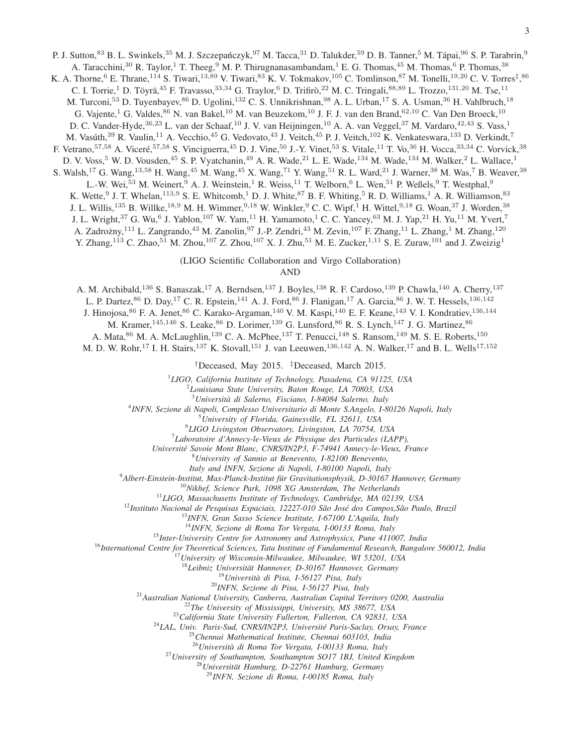P. J. Sutton,[83] B. L. Swinkels,[35] M. J. Szczepańczyk,[97] M. Tacca,[31] D. Talukder,[59] D. B. Tanner,[5] M. Tápai,[96] S. P. Tarabrin,[9] A. Taracchini,[30] R. Taylor,[1] T. Theeg,[9] M. P. Thirugnanasambandam,[1] E. G. Thomas,[45] M. Thomas,[6] P. Thomas,[38] K. A. Thorne,[6] E. Thrane,[114] S. Tiwari,[13,89] V. Tiwari,[83] K. V. Tokmakov,[105] C. Tomlinson,[87] M. Tonelli,[19,20] C. V. Torres[‡],[86] C. I. Torrie,[1] D. Töyrä,[45] F. Travasso,[33,34] G. Traylor,[6] D. Trifirò,[22] M. C. Tringali,[88,89] L. Trozzo,[131,20] M. Tse,[11] M. Turconi,[53] D. Tuyenbayev,[86] D. Ugolini,[132] C. S. Unnikrishnan,[98] A. L. Urban,[17] S. A. Usman,[36] H. Vahlbruch,[18] G. Vajente,[1] G. Valdes,[86] N. van Bakel,[10] M. van Beuzekom,[10] J. F. J. van den Brand,[62,10] C. Van Den Broeck,[10] D. C. Vander-Hyde,[36,23] L. van der Schaaf,[10] J. V. van Heijningen,[10] A. A. van Veggel,[37] M. Vardaro,[42,43] S. Vass,[1] M. Vasúth,[39] R. Vaulin,[11] A. Vecchio,[45] G. Vedovato,[43] J. Veitch,[45] P. J. Veitch,[102] K. Venkateswara,[133] D. Verkindt,[7] F. Vetrano,[57,58] A. Viceré,[57,58] S. Vinciguerra,[45] D. J. Vine,[50] J.-Y. Vinet,[53] S. Vitale,[11] T. Vo,[36] H. Vocca,[33,34] C. Vorvick,[38] D. V. Voss,[5] W. D. Vousden,[45] S. P. Vyatchanin,[49] A. R. Wade,[21] L. E. Wade,[134] M. Wade,[134] M. Walker,[2] L. Wallace,[1] S. Walsh,[17] G. Wang,[13,58] H. Wang,[45] M. Wang,[45] X. Wang,[71] Y. Wang,[51] R. L. Ward,[21] J. Warner,[38] M. Was,[7] B. Weaver,[38] L.-W. Wei,[53] M. Weinert,[9] A. J. Weinstein,[1] R. Weiss,[11] T. Welborn,[6] L. Wen,[51] P. Weßels,[9] T. Westphal,[9] K. Wette,[9] J. T. Whelan,[113,9] S. E. Whitcomb,[1] D. J. White,[87] B. F. Whiting,[5] R. D. Williams,[1] A. R. Williamson,[83] J. L. Willis,[135] B. Willke,[18,9] M. H. Wimmer,[9,18] W. Winkler,[9] C. C. Wipf,[1] H. Wittel,[9,18] G. Woan,[37] J. Worden,[38] J. L. Wright,[37] G. Wu,[6] J. Yablon,[107] W. Yam,[11] H. Yamamoto,[1] C. C. Yancey,[63] M. J. Yap,[21] H. Yu,[11] M. Yvert,[7] A. Zadrożny,[111] L. Zangrando,[43] M. Zanolin,[97] J.-P. Zendri,[43] M. Zevin,[107] F. Zhang,[11] L. Zhang,[1] M. Zhang,[120] Y. Zhang,[113] C. Zhao,[51] M. Zhou,[107] Z. Zhou,[107] X. J. Zhu,[51] M. E. Zucker,[1,11] S. E. Zuraw,[101] and J. Zweizig[1]

(LIGO Scientific Collaboration and Virgo Collaboration)
AND

A. M. Archibald,[136] S. Banaszak,[17] A. Berndsen,[137] J. Boyles,[138] R. F. Cardoso,[139] P. Chawla,[140] A. Cherry,[137] L. P. Dartez,[86] D. Day,[17] C. R. Epstein,[141] A. J. Ford,[86] J. Flanigan,[17] A. Garcia,[86] J. W. T. Hessels,[136,142] J. Hinojosa,[86] F. A. Jenet,[86] C. Karako-Argaman,[140] V. M. Kaspi,[140] E. F. Keane,[143] V. I. Kondratiev,[136,144] M. Kramer,[145,146] S. Leake,[86] D. Lorimer,[139] G. Lunsford,[86] R. S. Lynch,[147] J. G. Martinez,[86] A. Mata,[86] M. A. McLaughlin,[139] C. A. McPhee,[137] T. Penucci,[148] S. Ransom,[149] M. S. E. Roberts,[150] M. D. W. Rohr,[17] I. H. Stairs,[137] K. Stovall,[151] J. van Leeuwen,[136,142] A. N. Walker,[17] and B. L. Wells[17,152]

[†]Deceased, May 2015. [‡]Deceased, March 2015.

[1]*LIGO, California Institute of Technology, Pasadena, CA 91125, USA*
[2]*Louisiana State University, Baton Rouge, LA 70803, USA*
[3]*Università di Salerno, Fisciano, I-84084 Salerno, Italy*
[4]*INFN, Sezione di Napoli, Complesso Universitario di Monte S.Angelo, I-80126 Napoli, Italy*
[5]*University of Florida, Gainesville, FL 32611, USA*
[6]*LIGO Livingston Observatory, Livingston, LA 70754, USA*
[7]*Laboratoire d'Annecy-le-Vieux de Physique des Particules (LAPP), Université Savoie Mont Blanc, CNRS/IN2P3, F-74941 Annecy-le-Vieux, France*
[8]*University of Sannio at Benevento, I-82100 Benevento, Italy and INFN, Sezione di Napoli, I-80100 Napoli, Italy*
[9]*Albert-Einstein-Institut, Max-Planck-Institut für Gravitationsphysik, D-30167 Hannover, Germany*
[10]*Nikhef, Science Park, 1098 XG Amsterdam, The Netherlands*
[11]*LIGO, Massachusetts Institute of Technology, Cambridge, MA 02139, USA*
[12]*Instituto Nacional de Pesquisas Espaciais, 12227-010 São José dos Campos,São Paulo, Brazil*
[13]*INFN, Gran Sasso Science Institute, I-67100 L'Aquila, Italy*
[14]*INFN, Sezione di Roma Tor Vergata, I-00133 Roma, Italy*
[15]*Inter-University Centre for Astronomy and Astrophysics, Pune 411007, India*
[16]*International Centre for Theoretical Sciences, Tata Institute of Fundamental Research, Bangalore 560012, India*
[17]*University of Wisconsin-Milwaukee, Milwaukee, WI 53201, USA*
[18]*Leibniz Universität Hannover, D-30167 Hannover, Germany*
[19]*Università di Pisa, I-56127 Pisa, Italy*
[20]*INFN, Sezione di Pisa, I-56127 Pisa, Italy*
[21]*Australian National University, Canberra, Australian Capital Territory 0200, Australia*
[22]*The University of Mississippi, University, MS 38677, USA*
[23]*California State University Fullerton, Fullerton, CA 92831, USA*
[24]*LAL, Univ. Paris-Sud, CNRS/IN2P3, Université Paris-Saclay, Orsay, France*
[25]*Chennai Mathematical Institute, Chennai 603103, India*
[26]*Università di Roma Tor Vergata, I-00133 Roma, Italy*
[27]*University of Southampton, Southampton SO17 1BJ, United Kingdom*
[28]*Universität Hamburg, D-22761 Hamburg, Germany*
[29]*INFN, Sezione di Roma, I-00185 Roma, Italy*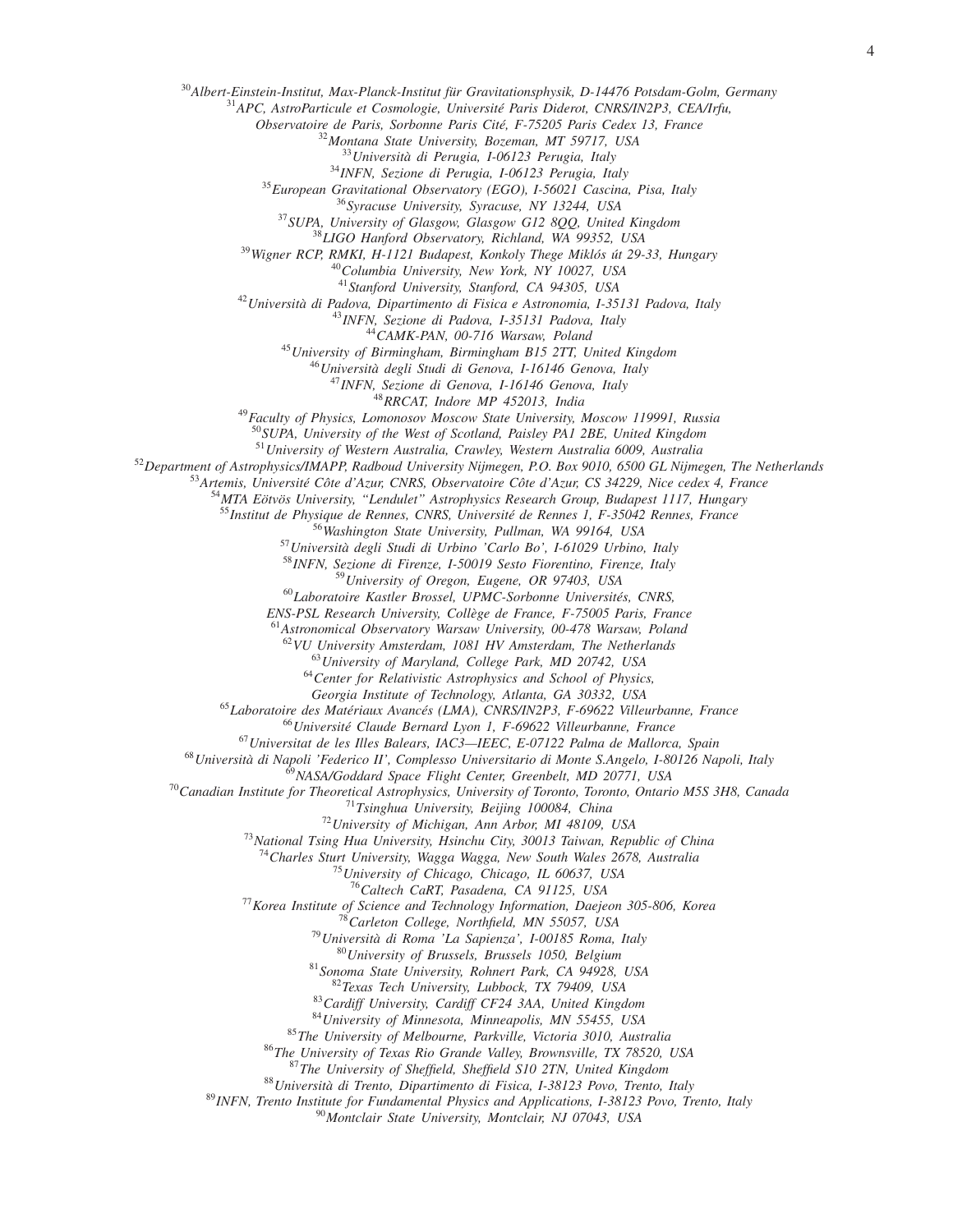[30]Albert-Einstein-Institut, Max-Planck-Institut für Gravitationsphysik, D-14476 Potsdam-Golm, Germany
[31]APC, AstroParticule et Cosmologie, Université Paris Diderot, CNRS/IN2P3, CEA/Irfu, Observatoire de Paris, Sorbonne Paris Cité, F-75205 Paris Cedex 13, France
[32]Montana State University, Bozeman, MT 59717, USA
[33]Università di Perugia, I-06123 Perugia, Italy
[34]INFN, Sezione di Perugia, I-06123 Perugia, Italy
[35]European Gravitational Observatory (EGO), I-56021 Cascina, Pisa, Italy
[36]Syracuse University, Syracuse, NY 13244, USA
[37]SUPA, University of Glasgow, Glasgow G12 8QQ, United Kingdom
[38]LIGO Hanford Observatory, Richland, WA 99352, USA
[39]Wigner RCP, RMKI, H-1121 Budapest, Konkoly Thege Miklós út 29-33, Hungary
[40]Columbia University, New York, NY 10027, USA
[41]Stanford University, Stanford, CA 94305, USA
[42]Università di Padova, Dipartimento di Fisica e Astronomia, I-35131 Padova, Italy
[43]INFN, Sezione di Padova, I-35131 Padova, Italy
[44]CAMK-PAN, 00-716 Warsaw, Poland
[45]University of Birmingham, Birmingham B15 2TT, United Kingdom
[46]Università degli Studi di Genova, I-16146 Genova, Italy
[47]INFN, Sezione di Genova, I-16146 Genova, Italy
[48]RRCAT, Indore MP 452013, India
[49]Faculty of Physics, Lomonosov Moscow State University, Moscow 119991, Russia
[50]SUPA, University of the West of Scotland, Paisley PA1 2BE, United Kingdom
[51]University of Western Australia, Crawley, Western Australia 6009, Australia
[52]Department of Astrophysics/IMAPP, Radboud University Nijmegen, P.O. Box 9010, 6500 GL Nijmegen, The Netherlands
[53]Artemis, Université Côte d'Azur, CNRS, Observatoire Côte d'Azur, CS 34229, Nice cedex 4, France
[54]MTA Eötvös University, "Lendulet" Astrophysics Research Group, Budapest 1117, Hungary
[55]Institut de Physique de Rennes, CNRS, Université de Rennes 1, F-35042 Rennes, France
[56]Washington State University, Pullman, WA 99164, USA
[57]Università degli Studi di Urbino 'Carlo Bo', I-61029 Urbino, Italy
[58]INFN, Sezione di Firenze, I-50019 Sesto Fiorentino, Firenze, Italy
[59]University of Oregon, Eugene, OR 97403, USA
[60]Laboratoire Kastler Brossel, UPMC-Sorbonne Universités, CNRS, ENS-PSL Research University, Collège de France, F-75005 Paris, France
[61]Astronomical Observatory Warsaw University, 00-478 Warsaw, Poland
[62]VU University Amsterdam, 1081 HV Amsterdam, The Netherlands
[63]University of Maryland, College Park, MD 20742, USA
[64]Center for Relativistic Astrophysics and School of Physics, Georgia Institute of Technology, Atlanta, GA 30332, USA
[65]Laboratoire des Matériaux Avancés (LMA), CNRS/IN2P3, F-69622 Villeurbanne, France
[66]Université Claude Bernard Lyon 1, F-69622 Villeurbanne, France
[67]Universitat de les Illes Balears, IAC3—IEEC, E-07122 Palma de Mallorca, Spain
[68]Università di Napoli 'Federico II', Complesso Universitario di Monte S.Angelo, I-80126 Napoli, Italy
[69]NASA/Goddard Space Flight Center, Greenbelt, MD 20771, USA
[70]Canadian Institute for Theoretical Astrophysics, University of Toronto, Toronto, Ontario M5S 3H8, Canada
[71]Tsinghua University, Beijing 100084, China
[72]University of Michigan, Ann Arbor, MI 48109, USA
[73]National Tsing Hua University, Hsinchu City, 30013 Taiwan, Republic of China
[74]Charles Sturt University, Wagga Wagga, New South Wales 2678, Australia
[75]University of Chicago, Chicago, IL 60637, USA
[76]Caltech CaRT, Pasadena, CA 91125, USA
[77]Korea Institute of Science and Technology Information, Daejeon 305-806, Korea
[78]Carleton College, Northfield, MN 55057, USA
[79]Università di Roma 'La Sapienza', I-00185 Roma, Italy
[80]University of Brussels, Brussels 1050, Belgium
[81]Sonoma State University, Rohnert Park, CA 94928, USA
[82]Texas Tech University, Lubbock, TX 79409, USA
[83]Cardiff University, Cardiff CF24 3AA, United Kingdom
[84]University of Minnesota, Minneapolis, MN 55455, USA
[85]The University of Melbourne, Parkville, Victoria 3010, Australia
[86]The University of Texas Rio Grande Valley, Brownsville, TX 78520, USA
[87]The University of Sheffield, Sheffield S10 2TN, United Kingdom
[88]Università di Trento, Dipartimento di Fisica, I-38123 Povo, Trento, Italy
[89]INFN, Trento Institute for Fundamental Physics and Applications, I-38123 Povo, Trento, Italy
[90]Montclair State University, Montclair, NJ 07043, USA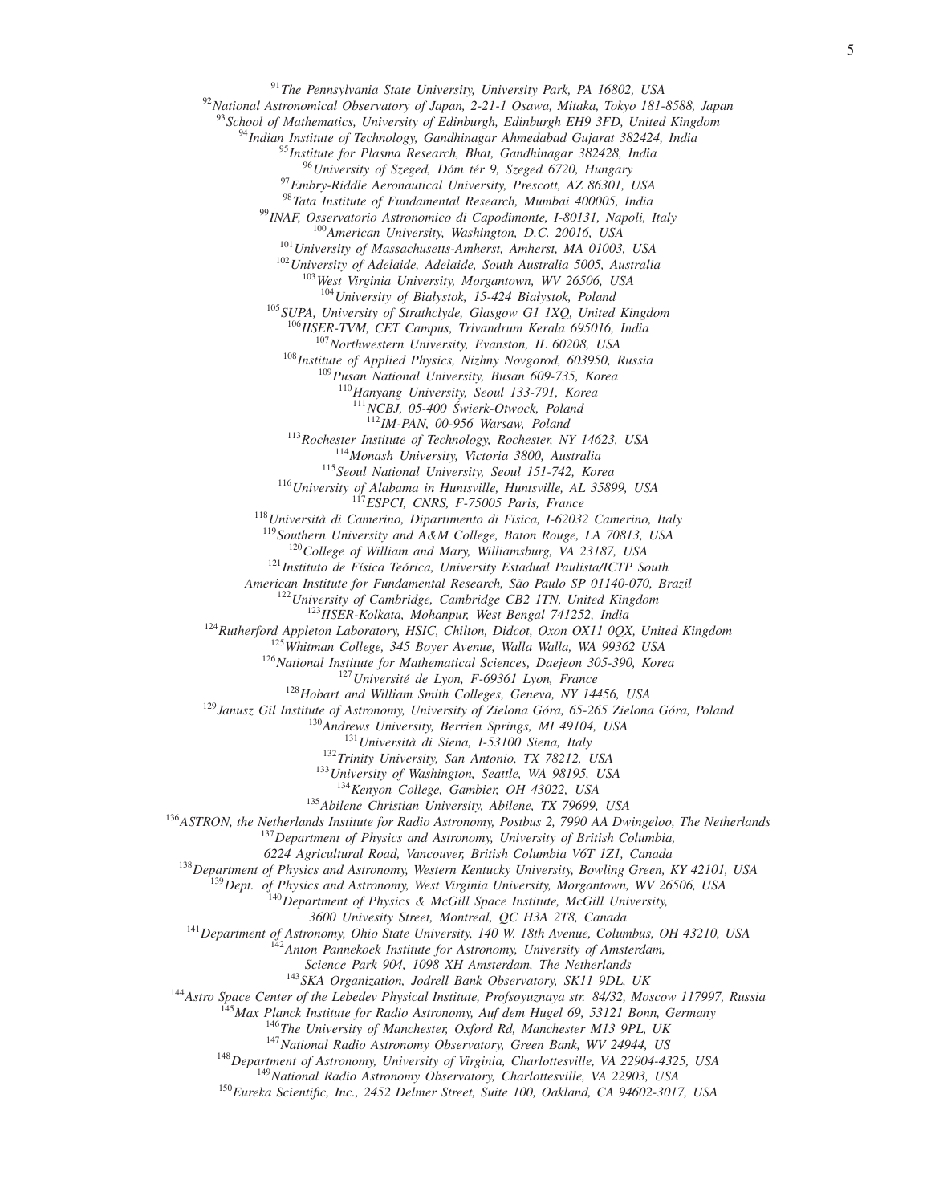[91]*The Pennsylvania State University, University Park, PA 16802, USA*
[92]*National Astronomical Observatory of Japan, 2-21-1 Osawa, Mitaka, Tokyo 181-8588, Japan*
[93]*School of Mathematics, University of Edinburgh, Edinburgh EH9 3FD, United Kingdom*
[94]*Indian Institute of Technology, Gandhinagar Ahmedabad Gujarat 382424, India*
[95]*Institute for Plasma Research, Bhat, Gandhinagar 382428, India*
[96]*University of Szeged, Dóm tér 9, Szeged 6720, Hungary*
[97]*Embry-Riddle Aeronautical University, Prescott, AZ 86301, USA*
[98]*Tata Institute of Fundamental Research, Mumbai 400005, India*
[99]*INAF, Osservatorio Astronomico di Capodimonte, I-80131, Napoli, Italy*
[100]*American University, Washington, D.C. 20016, USA*
[101]*University of Massachusetts-Amherst, Amherst, MA 01003, USA*
[102]*University of Adelaide, Adelaide, South Australia 5005, Australia*
[103]*West Virginia University, Morgantown, WV 26506, USA*
[104]*University of Białystok, 15-424 Białystok, Poland*
[105]*SUPA, University of Strathclyde, Glasgow G1 1XQ, United Kingdom*
[106]*IISER-TVM, CET Campus, Trivandrum Kerala 695016, India*
[107]*Northwestern University, Evanston, IL 60208, USA*
[108]*Institute of Applied Physics, Nizhny Novgorod, 603950, Russia*
[109]*Pusan National University, Busan 609-735, Korea*
[110]*Hanyang University, Seoul 133-791, Korea*
[111]*NCBJ, 05-400 Świerk-Otwock, Poland*
[112]*IM-PAN, 00-956 Warsaw, Poland*
[113]*Rochester Institute of Technology, Rochester, NY 14623, USA*
[114]*Monash University, Victoria 3800, Australia*
[115]*Seoul National University, Seoul 151-742, Korea*
[116]*University of Alabama in Huntsville, Huntsville, AL 35899, USA*
[117]*ESPCI, CNRS, F-75005 Paris, France*
[118]*Università di Camerino, Dipartimento di Fisica, I-62032 Camerino, Italy*
[119]*Southern University and A&M College, Baton Rouge, LA 70813, USA*
[120]*College of William and Mary, Williamsburg, VA 23187, USA*
[121]*Instituto de Física Teórica, University Estadual Paulista/ICTP South American Institute for Fundamental Research, São Paulo SP 01140-070, Brazil*
[122]*University of Cambridge, Cambridge CB2 1TN, United Kingdom*
[123]*IISER-Kolkata, Mohanpur, West Bengal 741252, India*
[124]*Rutherford Appleton Laboratory, HSIC, Chilton, Didcot, Oxon OX11 0QX, United Kingdom*
[125]*Whitman College, 345 Boyer Avenue, Walla Walla, WA 99362 USA*
[126]*National Institute for Mathematical Sciences, Daejeon 305-390, Korea*
[127]*Université de Lyon, F-69361 Lyon, France*
[128]*Hobart and William Smith Colleges, Geneva, NY 14456, USA*
[129]*Janusz Gil Institute of Astronomy, University of Zielona Góra, 65-265 Zielona Góra, Poland*
[130]*Andrews University, Berrien Springs, MI 49104, USA*
[131]*Università di Siena, I-53100 Siena, Italy*
[132]*Trinity University, San Antonio, TX 78212, USA*
[133]*University of Washington, Seattle, WA 98195, USA*
[134]*Kenyon College, Gambier, OH 43022, USA*
[135]*Abilene Christian University, Abilene, TX 79699, USA*
[136]*ASTRON, the Netherlands Institute for Radio Astronomy, Postbus 2, 7990 AA Dwingeloo, The Netherlands*
[137]*Department of Physics and Astronomy, University of British Columbia, 6224 Agricultural Road, Vancouver, British Columbia V6T 1Z1, Canada*
[138]*Department of Physics and Astronomy, Western Kentucky University, Bowling Green, KY 42101, USA*
[139]*Dept. of Physics and Astronomy, West Virginia University, Morgantown, WV 26506, USA*
[140]*Department of Physics & McGill Space Institute, McGill University, 3600 Univesity Street, Montreal, QC H3A 2T8, Canada*
[141]*Department of Astronomy, Ohio State University, 140 W. 18th Avenue, Columbus, OH 43210, USA*
[142]*Anton Pannekoek Institute for Astronomy, University of Amsterdam, Science Park 904, 1098 XH Amsterdam, The Netherlands*
[143]*SKA Organization, Jodrell Bank Observatory, SK11 9DL, UK*
[144]*Astro Space Center of the Lebedev Physical Institute, Profsoyuznaya str. 84/32, Moscow 117997, Russia*
[145]*Max Planck Institute for Radio Astronomy, Auf dem Hugel 69, 53121 Bonn, Germany*
[146]*The University of Manchester, Oxford Rd, Manchester M13 9PL, UK*
[147]*National Radio Astronomy Observatory, Green Bank, WV 24944, US*
[148]*Department of Astronomy, University of Virginia, Charlottesville, VA 22904-4325, USA*
[149]*National Radio Astronomy Observatory, Charlottesville, VA 22903, USA*
[150]*Eureka Scientific, Inc., 2452 Delmer Street, Suite 100, Oakland, CA 94602-3017, USA*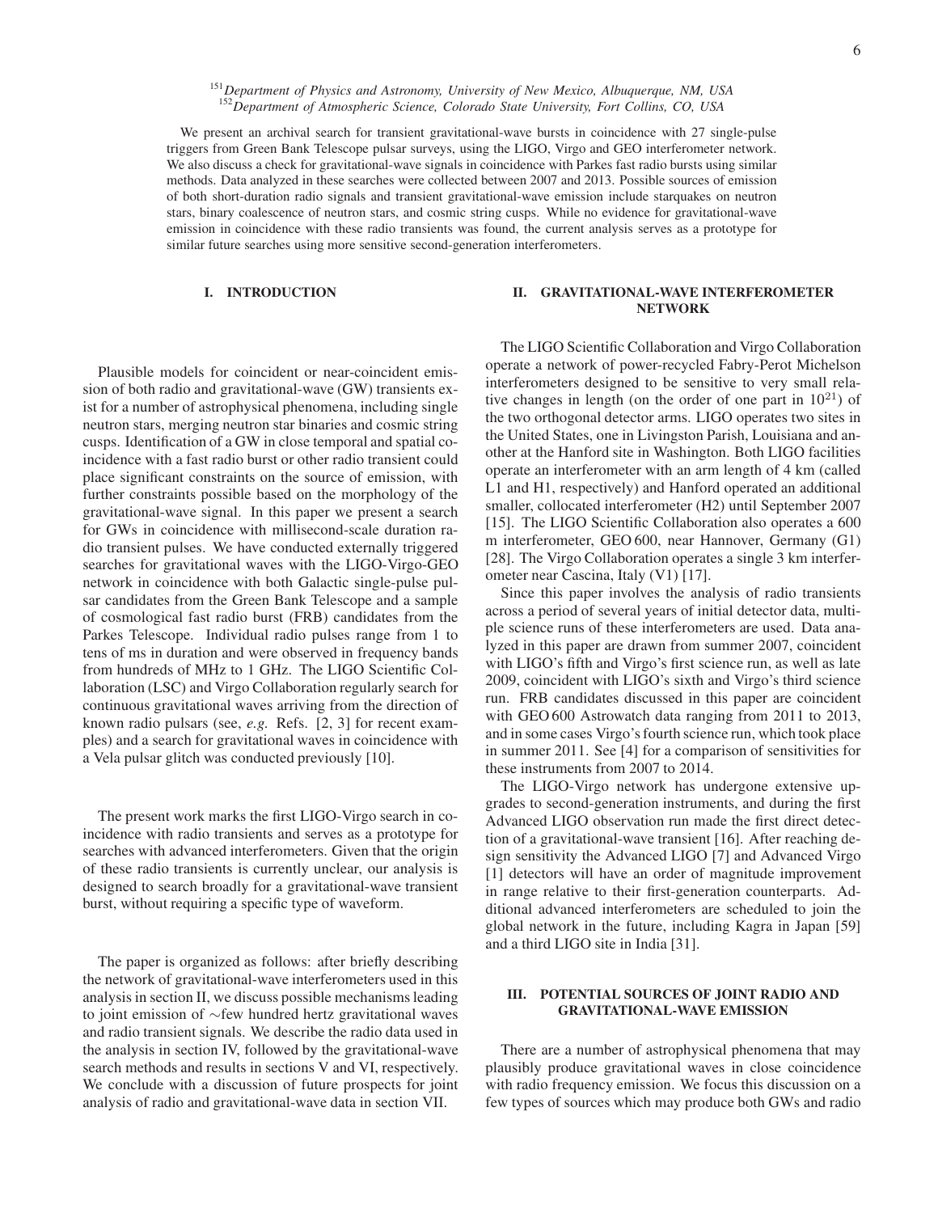[151] *Department of Physics and Astronomy, University of New Mexico, Albuquerque, NM, USA*
[152] *Department of Atmospheric Science, Colorado State University, Fort Collins, CO, USA*

We present an archival search for transient gravitational-wave bursts in coincidence with 27 single-pulse triggers from Green Bank Telescope pulsar surveys, using the LIGO, Virgo and GEO interferometer network. We also discuss a check for gravitational-wave signals in coincidence with Parkes fast radio bursts using similar methods. Data analyzed in these searches were collected between 2007 and 2013. Possible sources of emission of both short-duration radio signals and transient gravitational-wave emission include starquakes on neutron stars, binary coalescence of neutron stars, and cosmic string cusps. While no evidence for gravitational-wave emission in coincidence with these radio transients was found, the current analysis serves as a prototype for similar future searches using more sensitive second-generation interferometers.

## I. INTRODUCTION

Plausible models for coincident or near-coincident emission of both radio and gravitational-wave (GW) transients exist for a number of astrophysical phenomena, including single neutron stars, merging neutron star binaries and cosmic string cusps. Identification of a GW in close temporal and spatial coincidence with a fast radio burst or other radio transient could place significant constraints on the source of emission, with further constraints possible based on the morphology of the gravitational-wave signal. In this paper we present a search for GWs in coincidence with millisecond-scale duration radio transient pulses. We have conducted externally triggered searches for gravitational waves with the LIGO-Virgo-GEO network in coincidence with both Galactic single-pulse pulsar candidates from the Green Bank Telescope and a sample of cosmological fast radio burst (FRB) candidates from the Parkes Telescope. Individual radio pulses range from 1 to tens of ms in duration and were observed in frequency bands from hundreds of MHz to 1 GHz. The LIGO Scientific Collaboration (LSC) and Virgo Collaboration regularly search for continuous gravitational waves arriving from the direction of known radio pulsars (see, *e.g.* Refs. [2, 3] for recent examples) and a search for gravitational waves in coincidence with a Vela pulsar glitch was conducted previously [10].

The present work marks the first LIGO-Virgo search in coincidence with radio transients and serves as a prototype for searches with advanced interferometers. Given that the origin of these radio transients is currently unclear, our analysis is designed to search broadly for a gravitational-wave transient burst, without requiring a specific type of waveform.

The paper is organized as follows: after briefly describing the network of gravitational-wave interferometers used in this analysis in section II, we discuss possible mechanisms leading to joint emission of $\sim$few hundred hertz gravitational waves and radio transient signals. We describe the radio data used in the analysis in section IV, followed by the gravitational-wave search methods and results in sections V and VI, respectively. We conclude with a discussion of future prospects for joint analysis of radio and gravitational-wave data in section VII.

## II. GRAVITATIONAL-WAVE INTERFEROMETER NETWORK

The LIGO Scientific Collaboration and Virgo Collaboration operate a network of power-recycled Fabry-Perot Michelson interferometers designed to be sensitive to very small relative changes in length (on the order of one part in $10^{21}$) of the two orthogonal detector arms. LIGO operates two sites in the United States, one in Livingston Parish, Louisiana and another at the Hanford site in Washington. Both LIGO facilities operate an interferometer with an arm length of 4 km (called L1 and H1, respectively) and Hanford operated an additional smaller, collocated interferometer (H2) until September 2007 [15]. The LIGO Scientific Collaboration also operates a 600 m interferometer, GEO 600, near Hannover, Germany (G1) [28]. The Virgo Collaboration operates a single 3 km interferometer near Cascina, Italy (V1) [17].

Since this paper involves the analysis of radio transients across a period of several years of initial detector data, multiple science runs of these interferometers are used. Data analyzed in this paper are drawn from summer 2007, coincident with LIGO's fifth and Virgo's first science run, as well as late 2009, coincident with LIGO's sixth and Virgo's third science run. FRB candidates discussed in this paper are coincident with GEO 600 Astrowatch data ranging from 2011 to 2013, and in some cases Virgo's fourth science run, which took place in summer 2011. See [4] for a comparison of sensitivities for these instruments from 2007 to 2014.

The LIGO-Virgo network has undergone extensive upgrades to second-generation instruments, and during the first Advanced LIGO observation run made the first direct detection of a gravitational-wave transient [16]. After reaching design sensitivity the Advanced LIGO [7] and Advanced Virgo [1] detectors will have an order of magnitude improvement in range relative to their first-generation counterparts. Additional advanced interferometers are scheduled to join the global network in the future, including Kagra in Japan [59] and a third LIGO site in India [31].

## III. POTENTIAL SOURCES OF JOINT RADIO AND GRAVITATIONAL-WAVE EMISSION

There are a number of astrophysical phenomena that may plausibly produce gravitational waves in close coincidence with radio frequency emission. We focus this discussion on a few types of sources which may produce both GWs and radio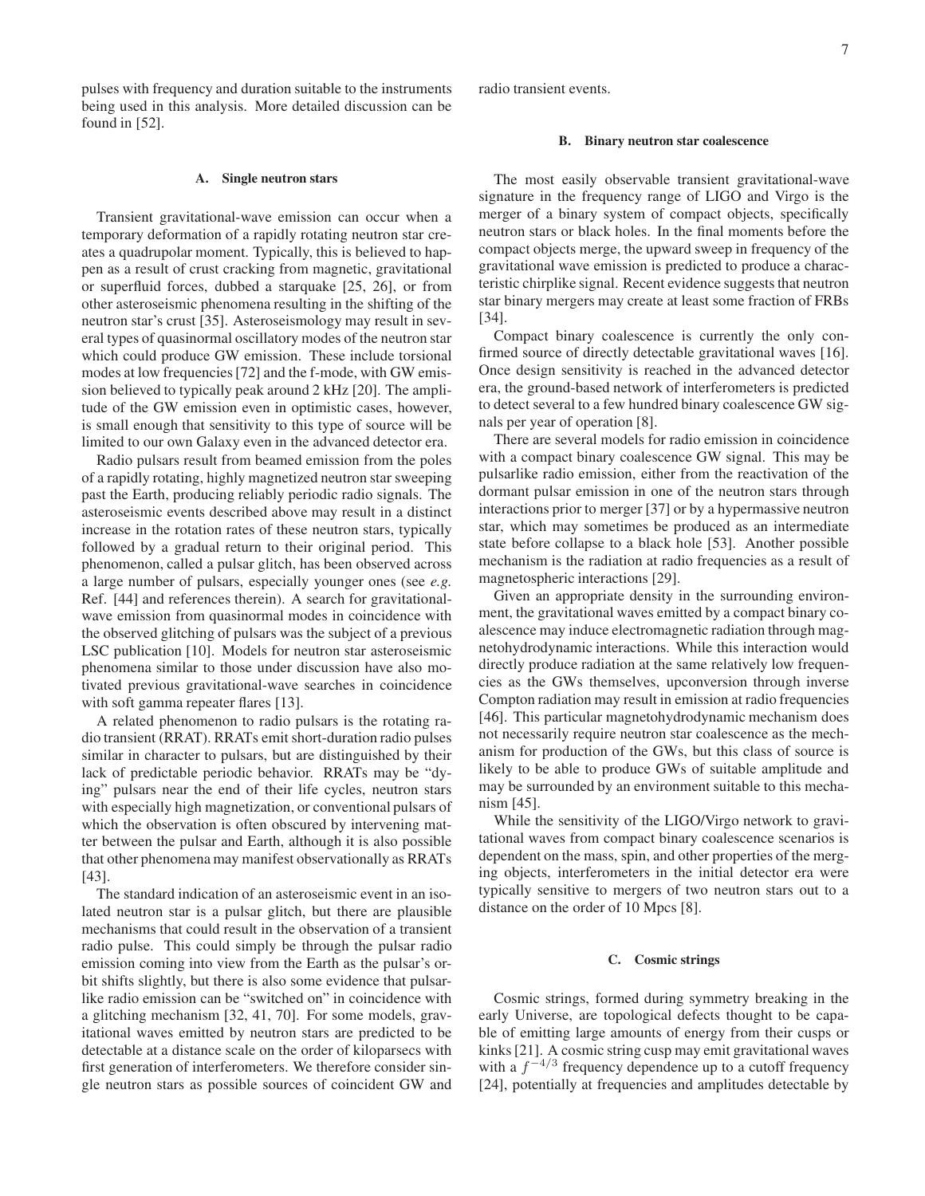pulses with frequency and duration suitable to the instruments being used in this analysis. More detailed discussion can be found in [52].

### A. Single neutron stars

Transient gravitational-wave emission can occur when a temporary deformation of a rapidly rotating neutron star creates a quadrupolar moment. Typically, this is believed to happen as a result of crust cracking from magnetic, gravitational or superfluid forces, dubbed a starquake [25, 26], or from other asteroseismic phenomena resulting in the shifting of the neutron star's crust [35]. Asteroseismology may result in several types of quasinormal oscillatory modes of the neutron star which could produce GW emission. These include torsional modes at low frequencies [72] and the f-mode, with GW emission believed to typically peak around 2 kHz [20]. The amplitude of the GW emission even in optimistic cases, however, is small enough that sensitivity to this type of source will be limited to our own Galaxy even in the advanced detector era.

Radio pulsars result from beamed emission from the poles of a rapidly rotating, highly magnetized neutron star sweeping past the Earth, producing reliably periodic radio signals. The asteroseismic events described above may result in a distinct increase in the rotation rates of these neutron stars, typically followed by a gradual return to their original period. This phenomenon, called a pulsar glitch, has been observed across a large number of pulsars, especially younger ones (see *e.g.* Ref. [44] and references therein). A search for gravitational-wave emission from quasinormal modes in coincidence with the observed glitching of pulsars was the subject of a previous LSC publication [10]. Models for neutron star asteroseismic phenomena similar to those under discussion have also motivated previous gravitational-wave searches in coincidence with soft gamma repeater flares [13].

A related phenomenon to radio pulsars is the rotating radio transient (RRAT). RRATs emit short-duration radio pulses similar in character to pulsars, but are distinguished by their lack of predictable periodic behavior. RRATs may be "dying" pulsars near the end of their life cycles, neutron stars with especially high magnetization, or conventional pulsars of which the observation is often obscured by intervening matter between the pulsar and Earth, although it is also possible that other phenomena may manifest observationally as RRATs [43].

The standard indication of an asteroseismic event in an isolated neutron star is a pulsar glitch, but there are plausible mechanisms that could result in the observation of a transient radio pulse. This could simply be through the pulsar radio emission coming into view from the Earth as the pulsar's orbit shifts slightly, but there is also some evidence that pulsar-like radio emission can be "switched on" in coincidence with a glitching mechanism [32, 41, 70]. For some models, gravitational waves emitted by neutron stars are predicted to be detectable at a distance scale on the order of kiloparsecs with first generation of interferometers. We therefore consider single neutron stars as possible sources of coincident GW and radio transient events.

### B. Binary neutron star coalescence

The most easily observable transient gravitational-wave signature in the frequency range of LIGO and Virgo is the merger of a binary system of compact objects, specifically neutron stars or black holes. In the final moments before the compact objects merge, the upward sweep in frequency of the gravitational wave emission is predicted to produce a characteristic chirplike signal. Recent evidence suggests that neutron star binary mergers may create at least some fraction of FRBs [34].

Compact binary coalescence is currently the only confirmed source of directly detectable gravitational waves [16]. Once design sensitivity is reached in the advanced detector era, the ground-based network of interferometers is predicted to detect several to a few hundred binary coalescence GW signals per year of operation [8].

There are several models for radio emission in coincidence with a compact binary coalescence GW signal. This may be pulsarlike radio emission, either from the reactivation of the dormant pulsar emission in one of the neutron stars through interactions prior to merger [37] or by a hypermassive neutron star, which may sometimes be produced as an intermediate state before collapse to a black hole [53]. Another possible mechanism is the radiation at radio frequencies as a result of magnetospheric interactions [29].

Given an appropriate density in the surrounding environment, the gravitational waves emitted by a compact binary coalescence may induce electromagnetic radiation through magnetohydrodynamic interactions. While this interaction would directly produce radiation at the same relatively low frequencies as the GWs themselves, upconversion through inverse Compton radiation may result in emission at radio frequencies [46]. This particular magnetohydrodynamic mechanism does not necessarily require neutron star coalescence as the mechanism for production of the GWs, but this class of source is likely to be able to produce GWs of suitable amplitude and may be surrounded by an environment suitable to this mechanism [45].

While the sensitivity of the LIGO/Virgo network to gravitational waves from compact binary coalescence scenarios is dependent on the mass, spin, and other properties of the merging objects, interferometers in the initial detector era were typically sensitive to mergers of two neutron stars out to a distance on the order of 10 Mpcs [8].

### C. Cosmic strings

Cosmic strings, formed during symmetry breaking in the early Universe, are topological defects thought to be capable of emitting large amounts of energy from their cusps or kinks [21]. A cosmic string cusp may emit gravitational waves with a $f^{-4/3}$ frequency dependence up to a cutoff frequency [24], potentially at frequencies and amplitudes detectable by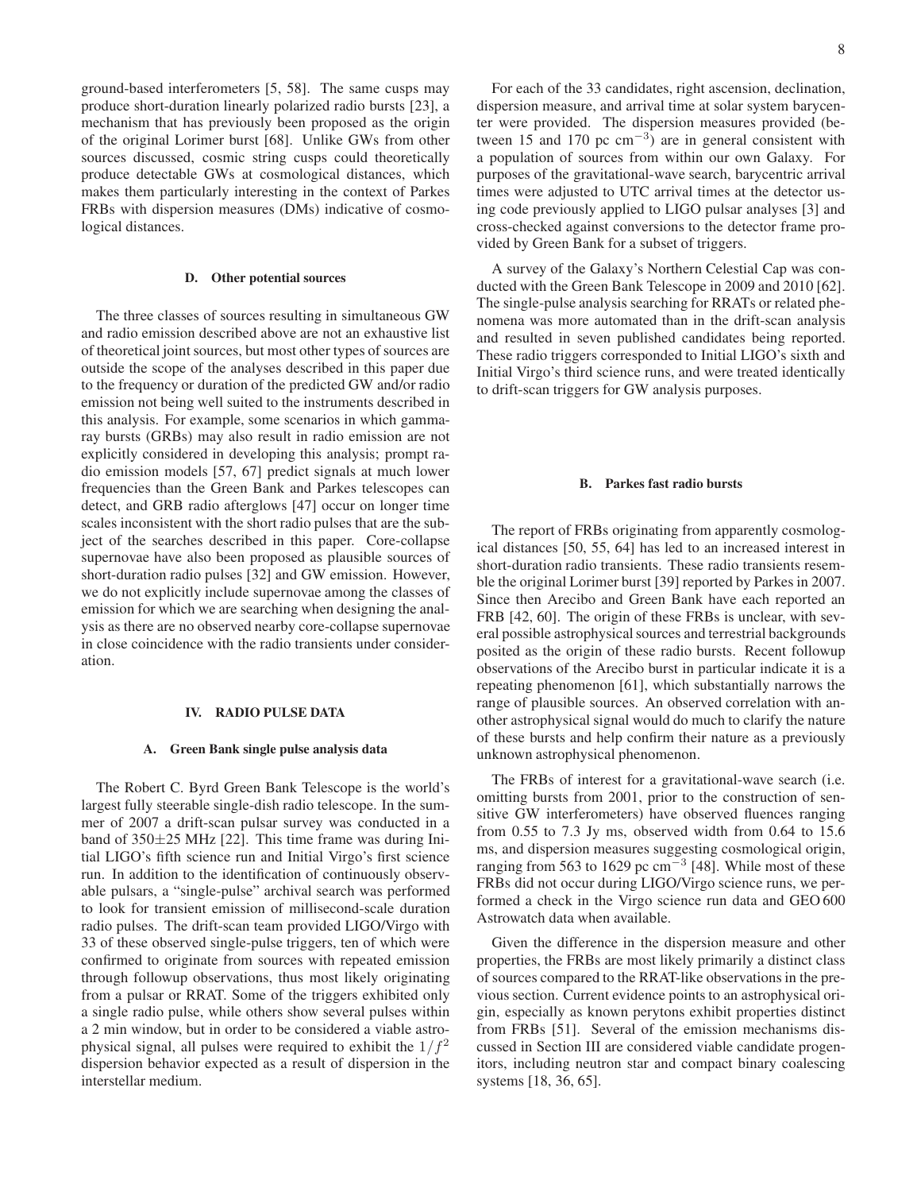ground-based interferometers [5, 58]. The same cusps may produce short-duration linearly polarized radio bursts [23], a mechanism that has previously been proposed as the origin of the original Lorimer burst [68]. Unlike GWs from other sources discussed, cosmic string cusps could theoretically produce detectable GWs at cosmological distances, which makes them particularly interesting in the context of Parkes FRBs with dispersion measures (DMs) indicative of cosmological distances.

### D. Other potential sources

The three classes of sources resulting in simultaneous GW and radio emission described above are not an exhaustive list of theoretical joint sources, but most other types of sources are outside the scope of the analyses described in this paper due to the frequency or duration of the predicted GW and/or radio emission not being well suited to the instruments described in this analysis. For example, some scenarios in which gamma-ray bursts (GRBs) may also result in radio emission are not explicitly considered in developing this analysis; prompt radio emission models [57, 67] predict signals at much lower frequencies than the Green Bank and Parkes telescopes can detect, and GRB radio afterglows [47] occur on longer time scales inconsistent with the short radio pulses that are the subject of the searches described in this paper. Core-collapse supernovae have also been proposed as plausible sources of short-duration radio pulses [32] and GW emission. However, we do not explicitly include supernovae among the classes of emission for which we are searching when designing the analysis as there are no observed nearby core-collapse supernovae in close coincidence with the radio transients under consideration.

## IV. RADIO PULSE DATA

### A. Green Bank single pulse analysis data

The Robert C. Byrd Green Bank Telescope is the world's largest fully steerable single-dish radio telescope. In the summer of 2007 a drift-scan pulsar survey was conducted in a band of 350±25 MHz [22]. This time frame was during Initial LIGO's fifth science run and Initial Virgo's first science run. In addition to the identification of continuously observable pulsars, a "single-pulse" archival search was performed to look for transient emission of millisecond-scale duration radio pulses. The drift-scan team provided LIGO/Virgo with 33 of these observed single-pulse triggers, ten of which were confirmed to originate from sources with repeated emission through followup observations, thus most likely originating from a pulsar or RRAT. Some of the triggers exhibited only a single radio pulse, while others show several pulses within a 2 min window, but in order to be considered a viable astrophysical signal, all pulses were required to exhibit the $1/f^2$ dispersion behavior expected as a result of dispersion in the interstellar medium.

For each of the 33 candidates, right ascension, declination, dispersion measure, and arrival time at solar system barycenter were provided. The dispersion measures provided (between 15 and 170 pc cm$^{-3}$) are in general consistent with a population of sources from within our own Galaxy. For purposes of the gravitational-wave search, barycentric arrival times were adjusted to UTC arrival times at the detector using code previously applied to LIGO pulsar analyses [3] and cross-checked against conversions to the detector frame provided by Green Bank for a subset of triggers.

A survey of the Galaxy's Northern Celestial Cap was conducted with the Green Bank Telescope in 2009 and 2010 [62]. The single-pulse analysis searching for RRATs or related phenomena was more automated than in the drift-scan analysis and resulted in seven published candidates being reported. These radio triggers corresponded to Initial LIGO's sixth and Initial Virgo's third science runs, and were treated identically to drift-scan triggers for GW analysis purposes.

### B. Parkes fast radio bursts

The report of FRBs originating from apparently cosmological distances [50, 55, 64] has led to an increased interest in short-duration radio transients. These radio transients resemble the original Lorimer burst [39] reported by Parkes in 2007. Since then Arecibo and Green Bank have each reported an FRB [42, 60]. The origin of these FRBs is unclear, with several possible astrophysical sources and terrestrial backgrounds posited as the origin of these radio bursts. Recent followup observations of the Arecibo burst in particular indicate it is a repeating phenomenon [61], which substantially narrows the range of plausible sources. An observed correlation with another astrophysical signal would do much to clarify the nature of these bursts and help confirm their nature as a previously unknown astrophysical phenomenon.

The FRBs of interest for a gravitational-wave search (i.e. omitting bursts from 2001, prior to the construction of sensitive GW interferometers) have observed fluences ranging from 0.55 to 7.3 Jy ms, observed width from 0.64 to 15.6 ms, and dispersion measures suggesting cosmological origin, ranging from 563 to 1629 pc cm$^{-3}$ [48]. While most of these FRBs did not occur during LIGO/Virgo science runs, we performed a check in the Virgo science run data and GEO 600 Astrowatch data when available.

Given the difference in the dispersion measure and other properties, the FRBs are most likely primarily a distinct class of sources compared to the RRAT-like observations in the previous section. Current evidence points to an astrophysical origin, especially as known perytons exhibit properties distinct from FRBs [51]. Several of the emission mechanisms discussed in Section III are considered viable candidate progenitors, including neutron star and compact binary coalescing systems [18, 36, 65].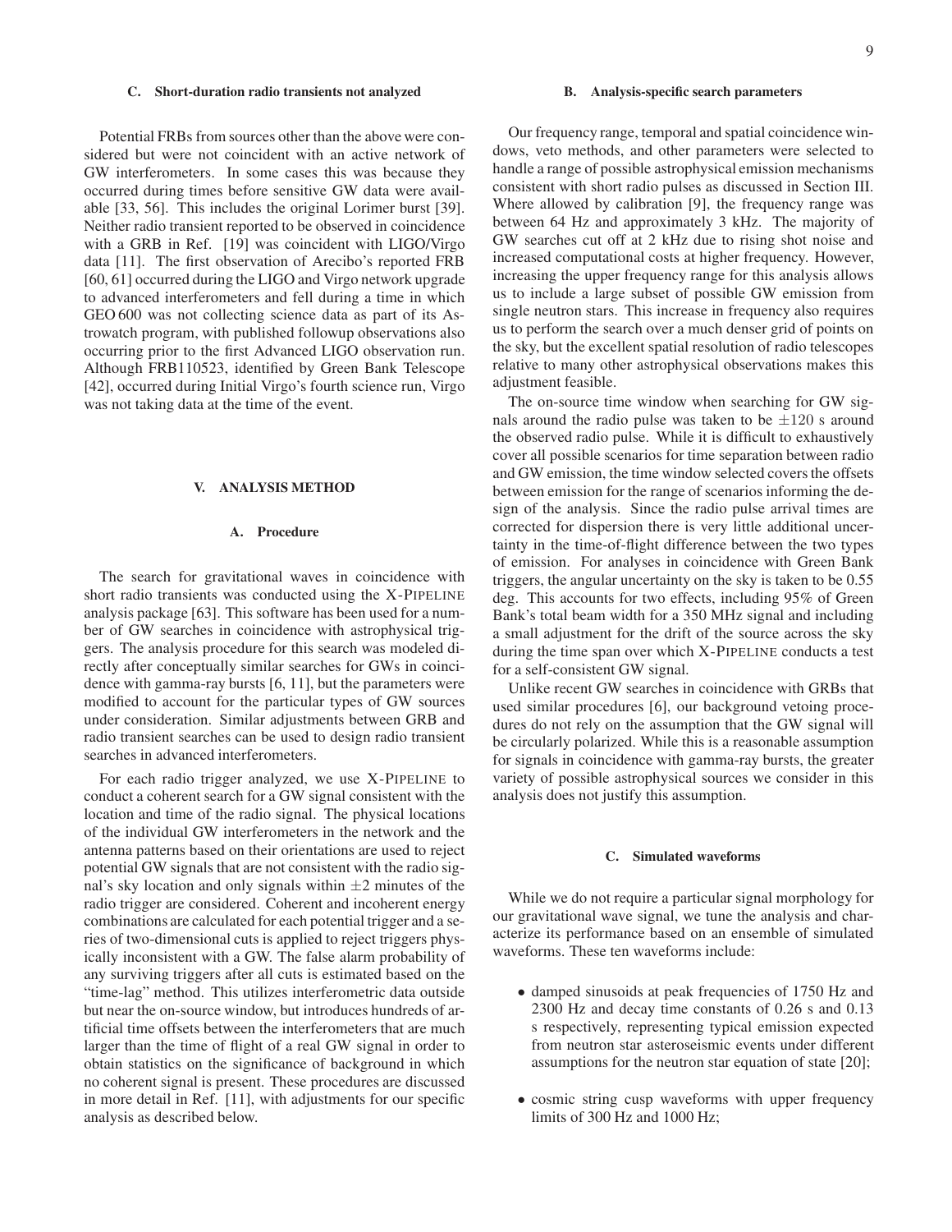### C. Short-duration radio transients not analyzed

Potential FRBs from sources other than the above were considered but were not coincident with an active network of GW interferometers. In some cases this was because they occurred during times before sensitive GW data were available [33, 56]. This includes the original Lorimer burst [39]. Neither radio transient reported to be observed in coincidence with a GRB in Ref. [19] was coincident with LIGO/Virgo data [11]. The first observation of Arecibo's reported FRB [60, 61] occurred during the LIGO and Virgo network upgrade to advanced interferometers and fell during a time in which GEO 600 was not collecting science data as part of its Astrowatch program, with published followup observations also occurring prior to the first Advanced LIGO observation run. Although FRB110523, identified by Green Bank Telescope [42], occurred during Initial Virgo's fourth science run, Virgo was not taking data at the time of the event.

## V. ANALYSIS METHOD

### A. Procedure

The search for gravitational waves in coincidence with short radio transients was conducted using the X-PIPELINE analysis package [63]. This software has been used for a number of GW searches in coincidence with astrophysical triggers. The analysis procedure for this search was modeled directly after conceptually similar searches for GWs in coincidence with gamma-ray bursts [6, 11], but the parameters were modified to account for the particular types of GW sources under consideration. Similar adjustments between GRB and radio transient searches can be used to design radio transient searches in advanced interferometers.

For each radio trigger analyzed, we use X-PIPELINE to conduct a coherent search for a GW signal consistent with the location and time of the radio signal. The physical locations of the individual GW interferometers in the network and the antenna patterns based on their orientations are used to reject potential GW signals that are not consistent with the radio signal's sky location and only signals within $\pm 2$ minutes of the radio trigger are considered. Coherent and incoherent energy combinations are calculated for each potential trigger and a series of two-dimensional cuts is applied to reject triggers physically inconsistent with a GW. The false alarm probability of any surviving triggers after all cuts is estimated based on the "time-lag" method. This utilizes interferometric data outside but near the on-source window, but introduces hundreds of artificial time offsets between the interferometers that are much larger than the time of flight of a real GW signal in order to obtain statistics on the significance of background in which no coherent signal is present. These procedures are discussed in more detail in Ref. [11], with adjustments for our specific analysis as described below.

### B. Analysis-specific search parameters

Our frequency range, temporal and spatial coincidence windows, veto methods, and other parameters were selected to handle a range of possible astrophysical emission mechanisms consistent with short radio pulses as discussed in Section III. Where allowed by calibration [9], the frequency range was between 64 Hz and approximately 3 kHz. The majority of GW searches cut off at 2 kHz due to rising shot noise and increased computational costs at higher frequency. However, increasing the upper frequency range for this analysis allows us to include a large subset of possible GW emission from single neutron stars. This increase in frequency also requires us to perform the search over a much denser grid of points on the sky, but the excellent spatial resolution of radio telescopes relative to many other astrophysical observations makes this adjustment feasible.

The on-source time window when searching for GW signals around the radio pulse was taken to be $\pm 120$ s around the observed radio pulse. While it is difficult to exhaustively cover all possible scenarios for time separation between radio and GW emission, the time window selected covers the offsets between emission for the range of scenarios informing the design of the analysis. Since the radio pulse arrival times are corrected for dispersion there is very little additional uncertainty in the time-of-flight difference between the two types of emission. For analyses in coincidence with Green Bank triggers, the angular uncertainty on the sky is taken to be 0.55 deg. This accounts for two effects, including 95% of Green Bank's total beam width for a 350 MHz signal and including a small adjustment for the drift of the source across the sky during the time span over which X-PIPELINE conducts a test for a self-consistent GW signal.

Unlike recent GW searches in coincidence with GRBs that used similar procedures [6], our background vetoing procedures do not rely on the assumption that the GW signal will be circularly polarized. While this is a reasonable assumption for signals in coincidence with gamma-ray bursts, the greater variety of possible astrophysical sources we consider in this analysis does not justify this assumption.

### C. Simulated waveforms

While we do not require a particular signal morphology for our gravitational wave signal, we tune the analysis and characterize its performance based on an ensemble of simulated waveforms. These ten waveforms include:

- damped sinusoids at peak frequencies of 1750 Hz and 2300 Hz and decay time constants of 0.26 s and 0.13 s respectively, representing typical emission expected from neutron star asteroseismic events under different assumptions for the neutron star equation of state [20];
- cosmic string cusp waveforms with upper frequency limits of 300 Hz and 1000 Hz;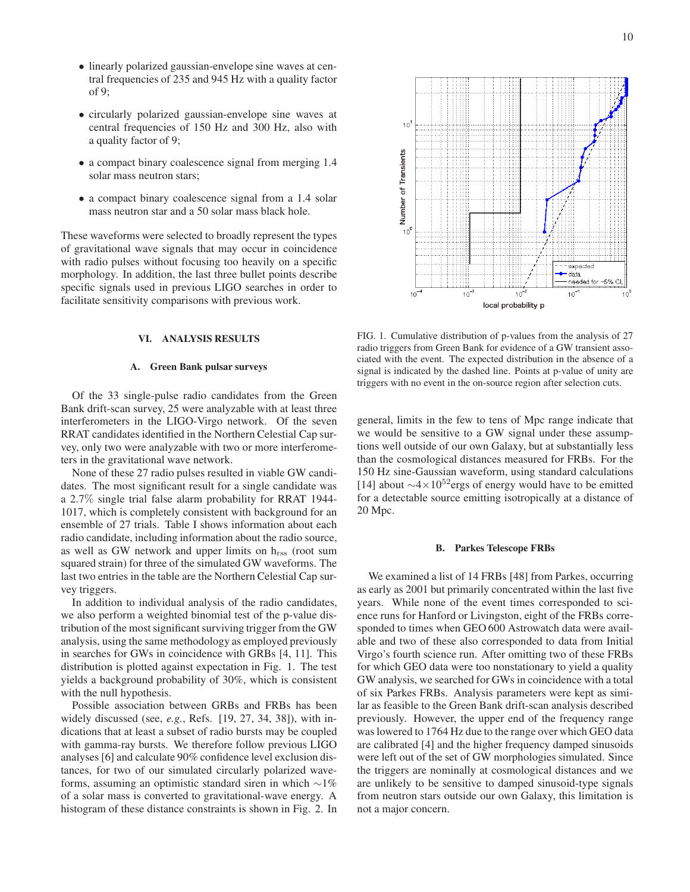- linearly polarized gaussian-envelope sine waves at central frequencies of 235 and 945 Hz with a quality factor of 9;

- circularly polarized gaussian-envelope sine waves at central frequencies of 150 Hz and 300 Hz, also with a quality factor of 9;

- a compact binary coalescence signal from merging 1.4 solar mass neutron stars;

- a compact binary coalescence signal from a 1.4 solar mass neutron star and a 50 solar mass black hole.

These waveforms were selected to broadly represent the types of gravitational wave signals that may occur in coincidence with radio pulses without focusing too heavily on a specific morphology. In addition, the last three bullet points describe specific signals used in previous LIGO searches in order to facilitate sensitivity comparisons with previous work.

## VI. ANALYSIS RESULTS

### A. Green Bank pulsar surveys

Of the 33 single-pulse radio candidates from the Green Bank drift-scan survey, 25 were analyzable with at least three interferometers in the LIGO-Virgo network. Of the seven RRAT candidates identified in the Northern Celestial Cap survey, only two were analyzable with two or more interferometers in the gravitational wave network.

None of these 27 radio pulses resulted in viable GW candidates. The most significant result for a single candidate was a 2.7% single trial false alarm probability for RRAT 1944-1017, which is completely consistent with background for an ensemble of 27 trials. Table I shows information about each radio candidate, including information about the radio source, as well as GW network and upper limits on $h_{\rm rss}$ (root sum squared strain) for three of the simulated GW waveforms. The last two entries in the table are the Northern Celestial Cap survey triggers.

In addition to individual analysis of the radio candidates, we also perform a weighted binomial test of the p-value distribution of the most significant surviving trigger from the GW analysis, using the same methodology as employed previously in searches for GWs in coincidence with GRBs [4, 11]. This distribution is plotted against expectation in Fig. 1. The test yields a background probability of 30%, which is consistent with the null hypothesis.

Possible association between GRBs and FRBs has been widely discussed (see, *e.g.*, Refs. [19, 27, 34, 38]), with indications that at least a subset of radio bursts may be coupled with gamma-ray bursts. We therefore follow previous LIGO analyses [6] and calculate 90% confidence level exclusion distances, for two of our simulated circularly polarized waveforms, assuming an optimistic standard siren in which $\sim$1% of a solar mass is converted to gravitational-wave energy. A histogram of these distance constraints is shown in Fig. 2. In general, limits in the few to tens of Mpc range indicate that we would be sensitive to a GW signal under these assumptions well outside of our own Galaxy, but at substantially less than the cosmological distances measured for FRBs. For the 150 Hz sine-Gaussian waveform, using standard calculations [14] about $\sim 4\times10^{52}$ergs of energy would have to be emitted for a detectable source emitting isotropically at a distance of 20 Mpc.

FIG. 1. Cumulative distribution of p-values from the analysis of 27 radio triggers from Green Bank for evidence of a GW transient associated with the event. The expected distribution in the absence of a signal is indicated by the dashed line. Points at p-value of unity are triggers with no event in the on-source region after selection cuts.

### B. Parkes Telescope FRBs

We examined a list of 14 FRBs [48] from Parkes, occurring as early as 2001 but primarily concentrated within the last five years. While none of the event times corresponded to science runs for Hanford or Livingston, eight of the FRBs corresponded to times when GEO 600 Astrowatch data were available and two of these also corresponded to data from Initial Virgo's fourth science run. After omitting two of these FRBs for which GEO data were too nonstationary to yield a quality GW analysis, we searched for GWs in coincidence with a total of six Parkes FRBs. Analysis parameters were kept as similar as feasible to the Green Bank drift-scan analysis described previously. However, the upper end of the frequency range was lowered to 1764 Hz due to the range over which GEO data are calibrated [4] and the higher frequency damped sinusoids were left out of the set of GW morphologies simulated. Since the triggers are nominally at cosmological distances and we are unlikely to be sensitive to damped sinusoid-type signals from neutron stars outside our own Galaxy, this limitation is not a major concern.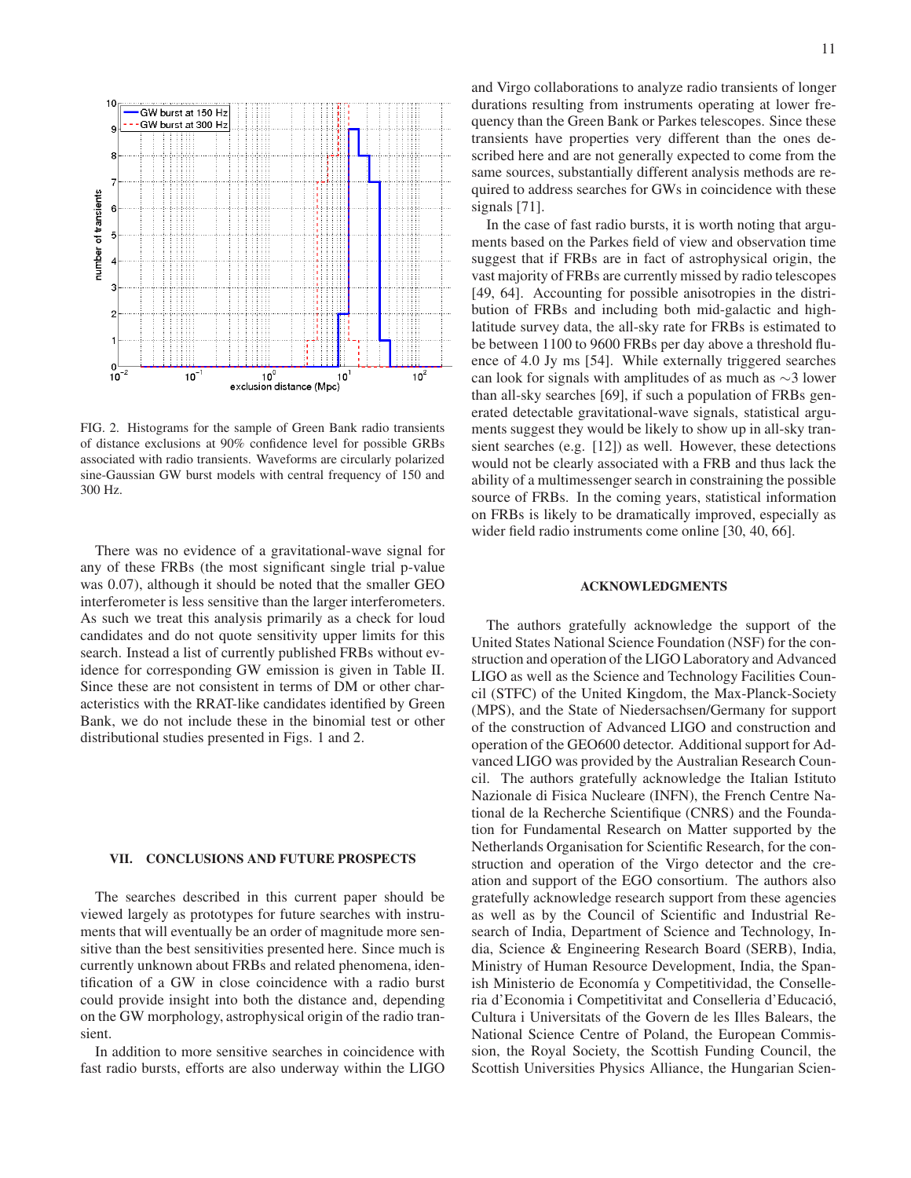FIG. 2. Histograms for the sample of Green Bank radio transients of distance exclusions at 90% confidence level for possible GRBs associated with radio transients. Waveforms are circularly polarized sine-Gaussian GW burst models with central frequency of 150 and 300 Hz.

There was no evidence of a gravitational-wave signal for any of these FRBs (the most significant single trial p-value was 0.07), although it should be noted that the smaller GEO interferometer is less sensitive than the larger interferometers. As such we treat this analysis primarily as a check for loud candidates and do not quote sensitivity upper limits for this search. Instead a list of currently published FRBs without evidence for corresponding GW emission is given in Table II. Since these are not consistent in terms of DM or other characteristics with the RRAT-like candidates identified by Green Bank, we do not include these in the binomial test or other distributional studies presented in Figs. 1 and 2.

## VII. CONCLUSIONS AND FUTURE PROSPECTS

The searches described in this current paper should be viewed largely as prototypes for future searches with instruments that will eventually be an order of magnitude more sensitive than the best sensitivities presented here. Since much is currently unknown about FRBs and related phenomena, identification of a GW in close coincidence with a radio burst could provide insight into both the distance and, depending on the GW morphology, astrophysical origin of the radio transient.

In addition to more sensitive searches in coincidence with fast radio bursts, efforts are also underway within the LIGO and Virgo collaborations to analyze radio transients of longer durations resulting from instruments operating at lower frequency than the Green Bank or Parkes telescopes. Since these transients have properties very different than the ones described here and are not generally expected to come from the same sources, substantially different analysis methods are required to address searches for GWs in coincidence with these signals [71].

In the case of fast radio bursts, it is worth noting that arguments based on the Parkes field of view and observation time suggest that if FRBs are in fact of astrophysical origin, the vast majority of FRBs are currently missed by radio telescopes [49, 64]. Accounting for possible anisotropies in the distribution of FRBs and including both mid-galactic and high-latitude survey data, the all-sky rate for FRBs is estimated to be between 1100 to 9600 FRBs per day above a threshold fluence of 4.0 Jy ms [54]. While externally triggered searches can look for signals with amplitudes of as much as $\sim$3 lower than all-sky searches [69], if such a population of FRBs generated detectable gravitational-wave signals, statistical arguments suggest they would be likely to show up in all-sky transient searches (e.g. [12]) as well. However, these detections would not be clearly associated with a FRB and thus lack the ability of a multimessenger search in constraining the possible source of FRBs. In the coming years, statistical information on FRBs is likely to be dramatically improved, especially as wider field radio instruments come online [30, 40, 66].

## ACKNOWLEDGMENTS

The authors gratefully acknowledge the support of the United States National Science Foundation (NSF) for the construction and operation of the LIGO Laboratory and Advanced LIGO as well as the Science and Technology Facilities Council (STFC) of the United Kingdom, the Max-Planck-Society (MPS), and the State of Niedersachsen/Germany for support of the construction of Advanced LIGO and construction and operation of the GEO600 detector. Additional support for Advanced LIGO was provided by the Australian Research Council. The authors gratefully acknowledge the Italian Istituto Nazionale di Fisica Nucleare (INFN), the French Centre National de la Recherche Scientifique (CNRS) and the Foundation for Fundamental Research on Matter supported by the Netherlands Organisation for Scientific Research, for the construction and operation of the Virgo detector and the creation and support of the EGO consortium. The authors also gratefully acknowledge research support from these agencies as well as by the Council of Scientific and Industrial Research of India, Department of Science and Technology, India, Science & Engineering Research Board (SERB), India, Ministry of Human Resource Development, India, the Spanish Ministerio de Economía y Competitividad, the Conselleria d'Economia i Competitivitat and Conselleria d'Educació, Cultura i Universitats of the Govern de les Illes Balears, the National Science Centre of Poland, the European Commission, the Royal Society, the Scottish Funding Council, the Scottish Universities Physics Alliance, the Hungarian Scien-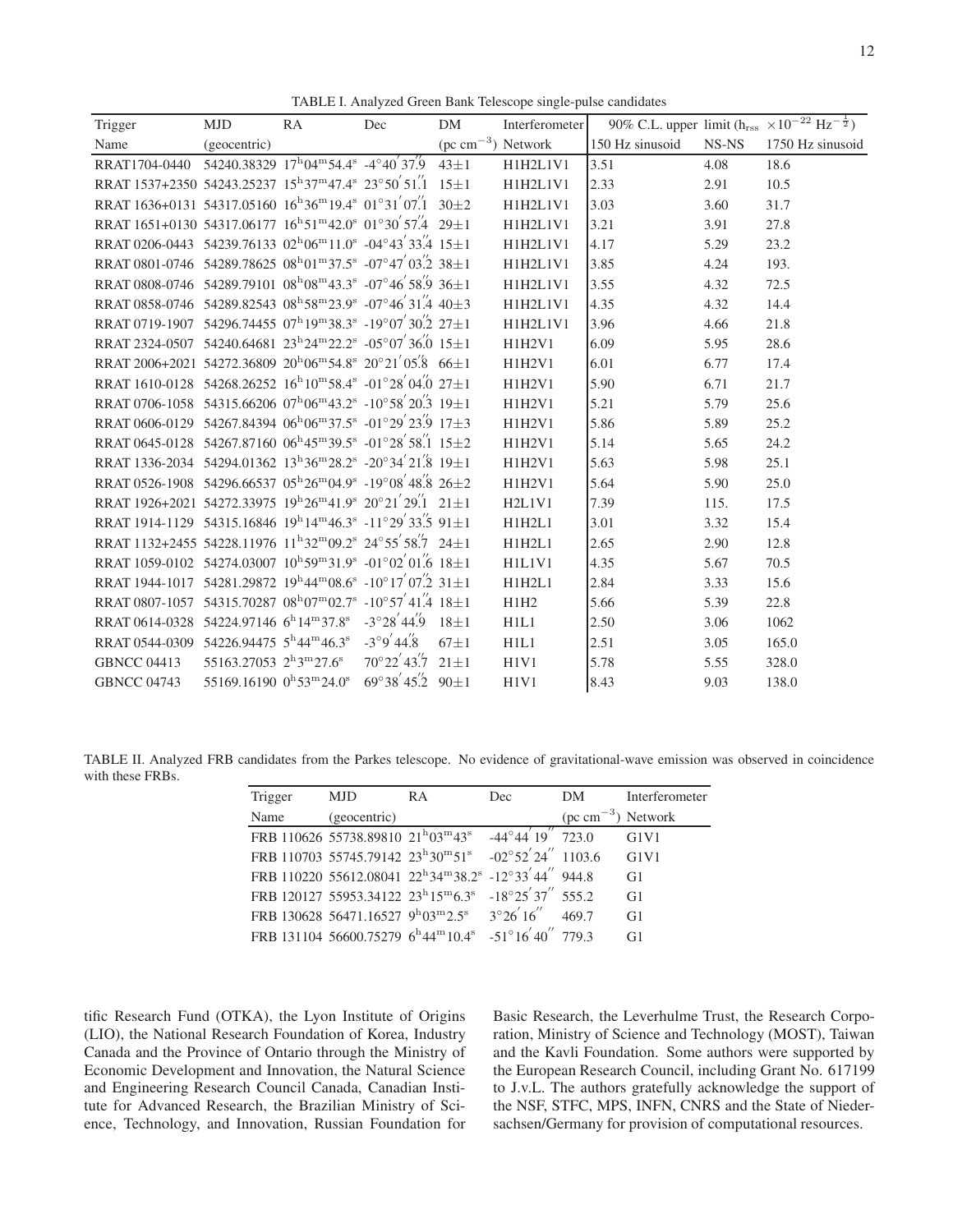TABLE I. Analyzed Green Bank Telescope single-pulse candidates

| Trigger | MJD | RA | Dec | DM | Interferometer | 90% C.L. upper limit ($h_{\rm rss}$ $\times 10^{-22}$ Hz$^{-\frac{1}{2}}$) | | |
|---|---|---|---|---|---|---|---|---|
| Name | (geocentric) | | | (pc cm$^{-3}$) | Network | 150 Hz sinusoid | NS-NS | 1750 Hz sinusoid |
| RRAT1704-0440 | 54240.38329 | 17$^{\rm h}$04$^{\rm m}$54.4$^{\rm s}$ | -4°40′37.″9 | 43±1 | H1H2L1V1 | 3.51 | 4.08 | 18.6 |
| RRAT 1537+2350 | 54243.25237 | 15$^{\rm h}$37$^{\rm m}$47.4$^{\rm s}$ | 23°50′51.″1 | 15±1 | H1H2L1V1 | 2.33 | 2.91 | 10.5 |
| RRAT 1636+0131 | 54317.05160 | 16$^{\rm h}$36$^{\rm m}$19.4$^{\rm s}$ | 01°31′07.″1 | 30±2 | H1H2L1V1 | 3.03 | 3.60 | 31.7 |
| RRAT 1651+0130 | 54317.06177 | 16$^{\rm h}$51$^{\rm m}$42.0$^{\rm s}$ | 01°30′57.″4 | 29±1 | H1H2L1V1 | 3.21 | 3.91 | 27.8 |
| RRAT 0206-0443 | 54239.76133 | 02$^{\rm h}$06$^{\rm m}$11.0$^{\rm s}$ | -04°43′33.″4 | 15±1 | H1H2L1V1 | 4.17 | 5.29 | 23.2 |
| RRAT 0801-0746 | 54289.78625 | 08$^{\rm h}$01$^{\rm m}$37.5$^{\rm s}$ | -07°47′03.″2 | 38±1 | H1H2L1V1 | 3.85 | 4.24 | 193. |
| RRAT 0808-0746 | 54289.79101 | 08$^{\rm h}$08$^{\rm m}$43.3$^{\rm s}$ | -07°46′58.″9 | 36±1 | H1H2L1V1 | 3.55 | 4.32 | 72.5 |
| RRAT 0858-0746 | 54289.82543 | 08$^{\rm h}$58$^{\rm m}$23.9$^{\rm s}$ | -07°46′31.″4 | 40±3 | H1H2L1V1 | 4.35 | 4.32 | 14.4 |
| RRAT 0719-1907 | 54296.74455 | 07$^{\rm h}$19$^{\rm m}$38.3$^{\rm s}$ | -19°07′30.″2 | 27±1 | H1H2L1V1 | 3.96 | 4.66 | 21.8 |
| RRAT 2324-0507 | 54240.64681 | 23$^{\rm h}$24$^{\rm m}$22.2$^{\rm s}$ | -05°07′36.″0 | 15±1 | H1H2V1 | 6.09 | 5.95 | 28.6 |
| RRAT 2006+2021 | 54272.36809 | 20$^{\rm h}$06$^{\rm m}$54.8$^{\rm s}$ | 20°21′05.″8 | 66±1 | H1H2V1 | 6.01 | 6.77 | 17.4 |
| RRAT 1610-0128 | 54268.26252 | 16$^{\rm h}$10$^{\rm m}$58.4$^{\rm s}$ | -01°28′04.″0 | 27±1 | H1H2V1 | 5.90 | 6.71 | 21.7 |
| RRAT 0706-1058 | 54315.66206 | 07$^{\rm h}$06$^{\rm m}$43.2$^{\rm s}$ | -10°58′20.″3 | 19±1 | H1H2V1 | 5.21 | 5.79 | 25.6 |
| RRAT 0606-0129 | 54267.84394 | 06$^{\rm h}$06$^{\rm m}$37.5$^{\rm s}$ | -01°29′23.″9 | 17±3 | H1H2V1 | 5.86 | 5.89 | 25.2 |
| RRAT 0645-0128 | 54267.86110 | 06$^{\rm h}$45$^{\rm m}$39.5$^{\rm s}$ | -01°28′58.″1 | 15±2 | H1H2V1 | 5.14 | 5.65 | 24.2 |
| RRAT 1336-2034 | 54294.01362 | 13$^{\rm h}$36$^{\rm m}$28.2$^{\rm s}$ | -20°34′21.″8 | 19±1 | H1H2V1 | 5.63 | 5.98 | 25.1 |
| RRAT 0526-1908 | 54296.66537 | 05$^{\rm h}$26$^{\rm m}$04.9$^{\rm s}$ | -19°08′48.″8 | 26±2 | H1H2V1 | 5.64 | 5.90 | 25.0 |
| RRAT 1926+2021 | 54272.33975 | 19$^{\rm h}$26$^{\rm m}$41.9$^{\rm s}$ | 20°21′29.″1 | 21±1 | H2L1V1 | 7.39 | 115. | 17.5 |
| RRAT 1914-1129 | 54315.16846 | 19$^{\rm h}$14$^{\rm m}$46.3$^{\rm s}$ | -11°29′33.″5 | 91±1 | H1H2L1 | 3.01 | 3.32 | 15.4 |
| RRAT 1132+2455 | 54228.11976 | 11$^{\rm h}$32$^{\rm m}$09.2$^{\rm s}$ | 24°55′58.″7 | 24±1 | H1H2L1 | 2.65 | 2.90 | 12.8 |
| RRAT 1059-0102 | 54274.03007 | 10$^{\rm h}$59$^{\rm m}$31.9$^{\rm s}$ | -01°02′01.″6 | 18±1 | H1L1V1 | 4.35 | 5.67 | 70.5 |
| RRAT 1944-1017 | 54281.29872 | 19$^{\rm h}$44$^{\rm m}$08.6$^{\rm s}$ | -10°17′07.″2 | 31±1 | H1H2L1 | 2.84 | 3.33 | 15.6 |
| RRAT 0807-1057 | 54315.70287 | 08$^{\rm h}$07$^{\rm m}$02.7$^{\rm s}$ | -10°57′41.″4 | 18±1 | H1H2 | 5.66 | 5.39 | 22.8 |
| RRAT 0614-0328 | 54224.97146 | 6$^{\rm h}$14$^{\rm m}$37.8$^{\rm s}$ | -3°28′44.″9 | 18±1 | H1L1 | 2.50 | 3.06 | 1062 |
| RRAT 0544-0309 | 54226.94475 | 5$^{\rm h}$44$^{\rm m}$46.3$^{\rm s}$ | -3°9′44.″8 | 67±1 | H1L1 | 2.51 | 3.05 | 165.0 |
| GBNCC 04413 | 55163.27053 | 2$^{\rm h}$3$^{\rm m}$27.6$^{\rm s}$ | 70°22′43.″7 | 21±1 | H1V1 | 5.78 | 5.55 | 328.0 |
| GBNCC 04743 | 55169.16190 | 0$^{\rm h}$53$^{\rm m}$24.0$^{\rm s}$ | 69°38′45.″2 | 90±1 | H1V1 | 8.43 | 9.03 | 138.0 |

TABLE II. Analyzed FRB candidates from the Parkes telescope. No evidence of gravitational-wave emission was observed in coincidence with these FRBs.

| Trigger | MJD | RA | Dec | DM | Interferometer |
|---|---|---|---|---|---|
| Name | (geocentric) | | | (pc cm$^{-3}$) | Network |
| FRB 110626 | 55738.89810 | 21$^{\rm h}$03$^{\rm m}$43$^{\rm s}$ | -44°44′19″ | 723.0 | G1V1 |
| FRB 110703 | 55745.79142 | 23$^{\rm h}$30$^{\rm m}$51$^{\rm s}$ | -02°52′24″ | 1103.6 | G1V1 |
| FRB 110220 | 55612.08041 | 22$^{\rm h}$34$^{\rm m}$38.2$^{\rm s}$ | -12°33′44″ | 944.8 | G1 |
| FRB 120127 | 55953.34122 | 23$^{\rm h}$15$^{\rm m}$6.3$^{\rm s}$ | -18°25′37″ | 555.2 | G1 |
| FRB 130628 | 56471.16527 | 9$^{\rm h}$03$^{\rm m}$2.5$^{\rm s}$ | 3°26′16″ | 469.7 | G1 |
| FRB 131104 | 56600.75279 | 6$^{\rm h}$44$^{\rm m}$10.4$^{\rm s}$ | -51°16′40″ | 779.3 | G1 |

tific Research Fund (OTKA), the Lyon Institute of Origins (LIO), the National Research Foundation of Korea, Industry Canada and the Province of Ontario through the Ministry of Economic Development and Innovation, the Natural Science and Engineering Research Council Canada, Canadian Institute for Advanced Research, the Brazilian Ministry of Science, Technology, and Innovation, Russian Foundation for Basic Research, the Leverhulme Trust, the Research Corporation, Ministry of Science and Technology (MOST), Taiwan and the Kavli Foundation. Some authors were supported by the European Research Council, including Grant No. 617199 to J.v.L. The authors gratefully acknowledge the support of the NSF, STFC, MPS, INFN, CNRS and the State of Niedersachsen/Germany for provision of computational resources.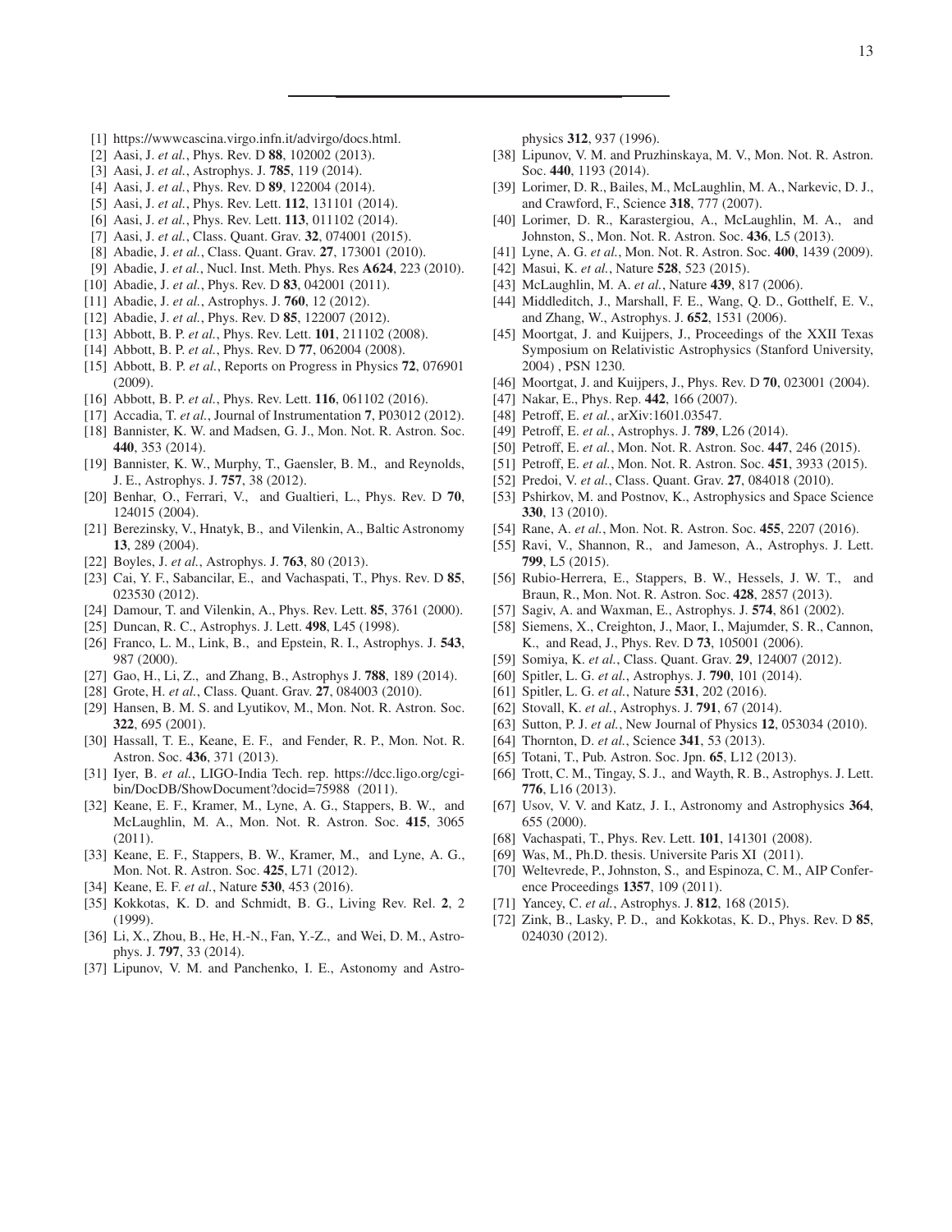[1] https://wwwcascina.virgo.infn.it/advirgo/docs.html.

[2] Aasi, J. *et al.*, Phys. Rev. D **88**, 102002 (2013).

[3] Aasi, J. *et al.*, Astrophys. J. **785**, 119 (2014).

[4] Aasi, J. *et al.*, Phys. Rev. D **89**, 122004 (2014).

[5] Aasi, J. *et al.*, Phys. Rev. Lett. **112**, 131101 (2014).

[6] Aasi, J. *et al.*, Phys. Rev. Lett. **113**, 011102 (2014).

[7] Aasi, J. *et al.*, Class. Quant. Grav. **32**, 074001 (2015).

[8] Abadie, J. *et al.*, Class. Quant. Grav. **27**, 173001 (2010).

[9] Abadie, J. *et al.*, Nucl. Inst. Meth. Phys. Res **A624**, 223 (2010).

[10] Abadie, J. *et al.*, Phys. Rev. D **83**, 042001 (2011).

[11] Abadie, J. *et al.*, Astrophys. J. **760**, 12 (2012).

[12] Abadie, J. *et al.*, Phys. Rev. D **85**, 122007 (2012).

[13] Abbott, B. P. *et al.*, Phys. Rev. Lett. **101**, 211102 (2008).

[14] Abbott, B. P. *et al.*, Phys. Rev. D **77**, 062004 (2008).

[15] Abbott, B. P. *et al.*, Reports on Progress in Physics **72**, 076901 (2009).

[16] Abbott, B. P. *et al.*, Phys. Rev. Lett. **116**, 061102 (2016).

[17] Accadia, T. *et al.*, Journal of Instrumentation **7**, P03012 (2012).

[18] Bannister, K. W. and Madsen, G. J., Mon. Not. R. Astron. Soc. **440**, 353 (2014).

[19] Bannister, K. W., Murphy, T., Gaensler, B. M., and Reynolds, J. E., Astrophys. J. **757**, 38 (2012).

[20] Benhar, O., Ferrari, V., and Gualtieri, L., Phys. Rev. D **70**, 124015 (2004).

[21] Berezinsky, V., Hnatyk, B., and Vilenkin, A., Baltic Astronomy **13**, 289 (2004).

[22] Boyles, J. *et al.*, Astrophys. J. **763**, 80 (2013).

[23] Cai, Y. F., Sabancilar, E., and Vachaspati, T., Phys. Rev. D **85**, 023530 (2012).

[24] Damour, T. and Vilenkin, A., Phys. Rev. Lett. **85**, 3761 (2000).

[25] Duncan, R. C., Astrophys. J. Lett. **498**, L45 (1998).

[26] Franco, L. M., Link, B., and Epstein, R. I., Astrophys. J. **543**, 987 (2000).

[27] Gao, H., Li, Z., and Zhang, B., Astrophys J. **788**, 189 (2014).

[28] Grote, H. *et al.*, Class. Quant. Grav. **27**, 084003 (2010).

[29] Hansen, B. M. S. and Lyutikov, M., Mon. Not. R. Astron. Soc. **322**, 695 (2001).

[30] Hassall, T. E., Keane, E. F., and Fender, R. P., Mon. Not. R. Astron. Soc. **436**, 371 (2013).

[31] Iyer, B. *et al.*, LIGO-India Tech. rep. https://dcc.ligo.org/cgi-bin/DocDB/ShowDocument?docid=75988 (2011).

[32] Keane, E. F., Kramer, M., Lyne, A. G., Stappers, B. W., and McLaughlin, M. A., Mon. Not. R. Astron. Soc. **415**, 3065 (2011).

[33] Keane, E. F., Stappers, B. W., Kramer, M., and Lyne, A. G., Mon. Not. R. Astron. Soc. **425**, L71 (2012).

[34] Keane, E. F. *et al.*, Nature **530**, 453 (2016).

[35] Kokkotas, K. D. and Schmidt, B. G., Living Rev. Rel. **2**, 2 (1999).

[36] Li, X., Zhou, B., He, H.-N., Fan, Y.-Z., and Wei, D. M., Astrophys. J. **797**, 33 (2014).

[37] Lipunov, V. M. and Panchenko, I. E., Astonomy and Astrophysics **312**, 937 (1996).

[38] Lipunov, V. M. and Pruzhinskaya, M. V., Mon. Not. R. Astron. Soc. **440**, 1193 (2014).

[39] Lorimer, D. R., Bailes, M., McLaughlin, M. A., Narkevic, D. J., and Crawford, F., Science **318**, 777 (2007).

[40] Lorimer, D. R., Karastergiou, A., McLaughlin, M. A., and Johnston, S., Mon. Not. R. Astron. Soc. **436**, L5 (2013).

[41] Lyne, A. G. *et al.*, Mon. Not. R. Astron. Soc. **400**, 1439 (2009).

[42] Masui, K. *et al.*, Nature **528**, 523 (2015).

[43] McLaughlin, M. A. *et al.*, Nature **439**, 817 (2006).

[44] Middleditch, J., Marshall, F. E., Wang, Q. D., Gotthelf, E. V., and Zhang, W., Astrophys. J. **652**, 1531 (2006).

[45] Moortgat, J. and Kuijpers, J., Proceedings of the XXII Texas Symposium on Relativistic Astrophysics (Stanford University, 2004) , PSN 1230.

[46] Moortgat, J. and Kuijpers, J., Phys. Rev. D **70**, 023001 (2004).

[47] Nakar, E., Phys. Rep. **442**, 166 (2007).

[48] Petroff, E. *et al.*, arXiv:1601.03547.

[49] Petroff, E. *et al.*, Astrophys. J. **789**, L26 (2014).

[50] Petroff, E. *et al.*, Mon. Not. R. Astron. Soc. **447**, 246 (2015).

[51] Petroff, E. *et al.*, Mon. Not. R. Astron. Soc. **451**, 3933 (2015).

[52] Predoi, V. *et al.*, Class. Quant. Grav. **27**, 084018 (2010).

[53] Pshirkov, M. and Postnov, K., Astrophysics and Space Science **330**, 13 (2010).

[54] Rane, A. *et al.*, Mon. Not. R. Astron. Soc. **455**, 2207 (2016).

[55] Ravi, V., Shannon, R., and Jameson, A., Astrophys. J. Lett. **799**, L5 (2015).

[56] Rubio-Herrera, E., Stappers, B. W., Hessels, J. W. T., and Braun, R., Mon. Not. R. Astron. Soc. **428**, 2857 (2013).

[57] Sagiv, A. and Waxman, E., Astrophys. J. **574**, 861 (2002).

[58] Siemens, X., Creighton, J., Maor, I., Majumder, S. R., Cannon, K., and Read, J., Phys. Rev. D **73**, 105001 (2006).

[59] Somiya, K. *et al.*, Class. Quant. Grav. **29**, 124007 (2012).

[60] Spitler, L. G. *et al.*, Astrophys. J. **790**, 101 (2014).

[61] Spitler, L. G. *et al.*, Nature **531**, 202 (2016).

[62] Stovall, K. *et al.*, Astrophys. J. **791**, 67 (2014).

[63] Sutton, P. J. *et al.*, New Journal of Physics **12**, 053034 (2010).

[64] Thornton, D. *et al.*, Science **341**, 53 (2013).

[65] Totani, T., Pub. Astron. Soc. Jpn. **65**, L12 (2013).

[66] Trott, C. M., Tingay, S. J., and Wayth, R. B., Astrophys. J. Lett. **776**, L16 (2013).

[67] Usov, V. V. and Katz, J. I., Astronomy and Astrophysics **364**, 655 (2000).

[68] Vachaspati, T., Phys. Rev. Lett. **101**, 141301 (2008).

[69] Was, M., Ph.D. thesis. Universite Paris XI (2011).

[70] Weltevrede, P., Johnston, S., and Espinoza, C. M., AIP Conference Proceedings **1357**, 109 (2011).

[71] Yancey, C. *et al.*, Astrophys. J. **812**, 168 (2015).

[72] Zink, B., Lasky, P. D., and Kokkotas, K. D., Phys. Rev. D **85**, 024030 (2012).